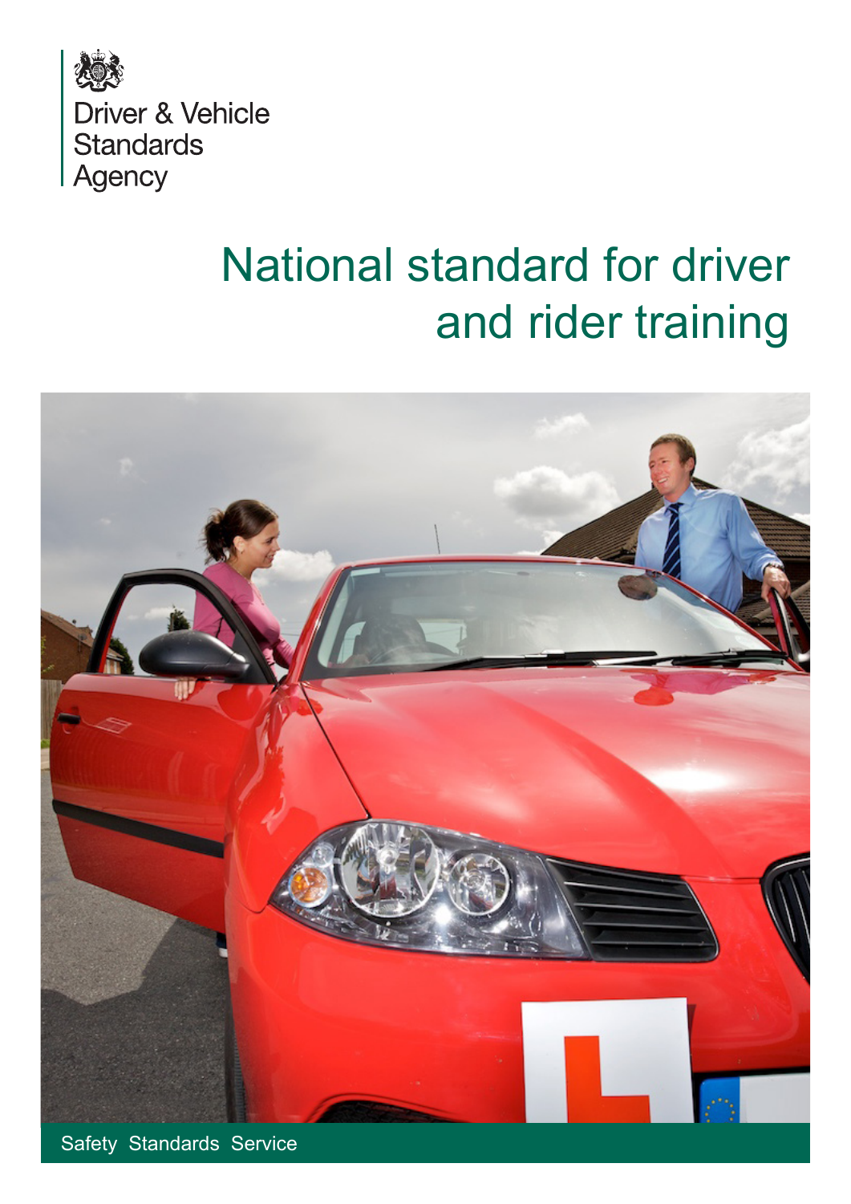Driver & Vehicle Standards Agency

# National standard for driver and rider training

Safety Standards Service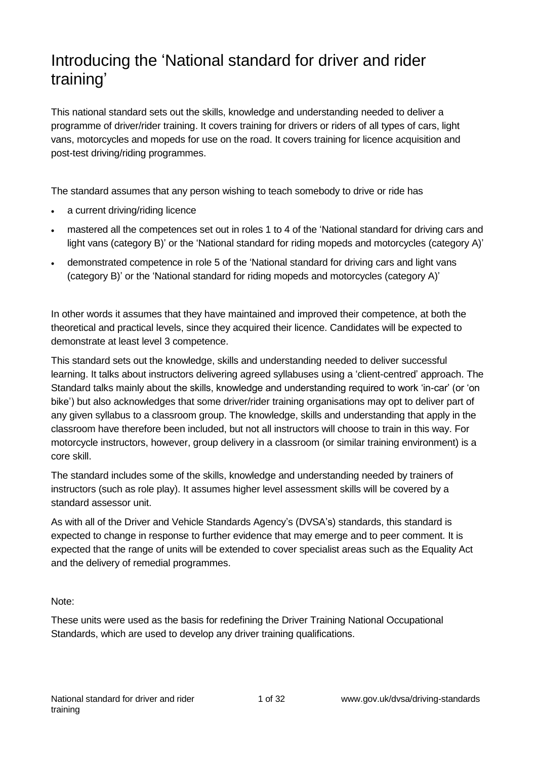# Introducing the 'National standard for driver and rider training'

This national standard sets out the skills, knowledge and understanding needed to deliver a programme of driver/rider training. It covers training for drivers or riders of all types of cars, light vans, motorcycles and mopeds for use on the road. It covers training for licence acquisition and post-test driving/riding programmes.

The standard assumes that any person wishing to teach somebody to drive or ride has

- a current driving/riding licence
- mastered all the competences set out in roles 1 to 4 of the 'National standard for driving cars and light vans (category B)' or the 'National standard for riding mopeds and motorcycles (category A)'
- demonstrated competence in role 5 of the 'National standard for driving cars and light vans (category B)' or the 'National standard for riding mopeds and motorcycles (category A)'

In other words it assumes that they have maintained and improved their competence, at both the theoretical and practical levels, since they acquired their licence. Candidates will be expected to demonstrate at least level 3 competence.

This standard sets out the knowledge, skills and understanding needed to deliver successful learning. It talks about instructors delivering agreed syllabuses using a 'client-centred' approach. The Standard talks mainly about the skills, knowledge and understanding required to work 'in-car' (or 'on bike') but also acknowledges that some driver/rider training organisations may opt to deliver part of any given syllabus to a classroom group. The knowledge, skills and understanding that apply in the classroom have therefore been included, but not all instructors will choose to train in this way. For motorcycle instructors, however, group delivery in a classroom (or similar training environment) is a core skill.

The standard includes some of the skills, knowledge and understanding needed by trainers of instructors (such as role play). It assumes higher level assessment skills will be covered by a standard assessor unit.

As with all of the Driver and Vehicle Standards Agency's (DVSA's) standards, this standard is expected to change in response to further evidence that may emerge and to peer comment. It is expected that the range of units will be extended to cover specialist areas such as the Equality Act and the delivery of remedial programmes.

Note:

These units were used as the basis for redefining the Driver Training National Occupational Standards, which are used to develop any driver training qualifications.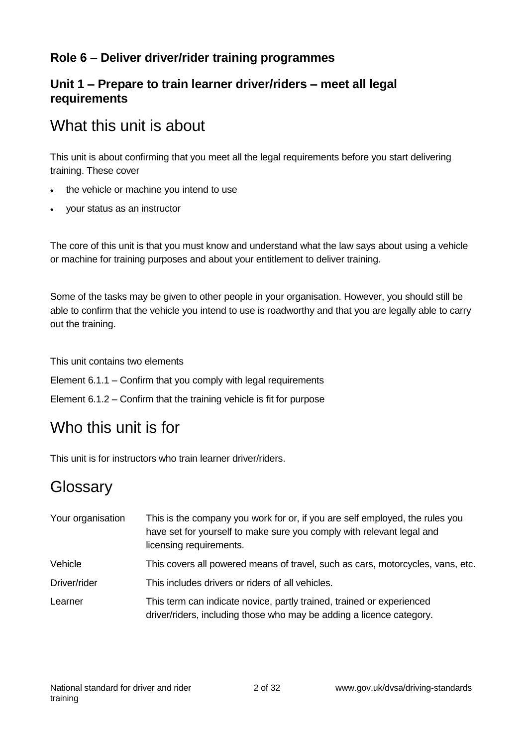### Role 6 – Deliver driver/rider training programmes

### Unit 1 – Prepare to train learner driver/riders – meet all legal requirements

## What this unit is about

This unit is about confirming that you meet all the legal requirements before you start delivering training. These cover

- the vehicle or machine you intend to use
- your status as an instructor

The core of this unit is that you must know and understand what the law says about using a vehicle or machine for training purposes and about your entitlement to deliver training.

Some of the tasks may be given to other people in your organisation. However, you should still be able to confirm that the vehicle you intend to use is roadworthy and that you are legally able to carry out the training.

This unit contains two elements

Element 6.1.1 – Confirm that you comply with legal requirements

Element 6.1.2 – Confirm that the training vehicle is fit for purpose

## Who this unit is for

This unit is for instructors who train learner driver/riders.

## Glossary

| | |
|---|---|
| Your organisation | This is the company you work for or, if you are self employed, the rules you have set for yourself to make sure you comply with relevant legal and licensing requirements. |
| Vehicle | This covers all powered means of travel, such as cars, motorcycles, vans, etc. |
| Driver/rider | This includes drivers or riders of all vehicles. |
| Learner | This term can indicate novice, partly trained, trained or experienced driver/riders, including those who may be adding a licence category. |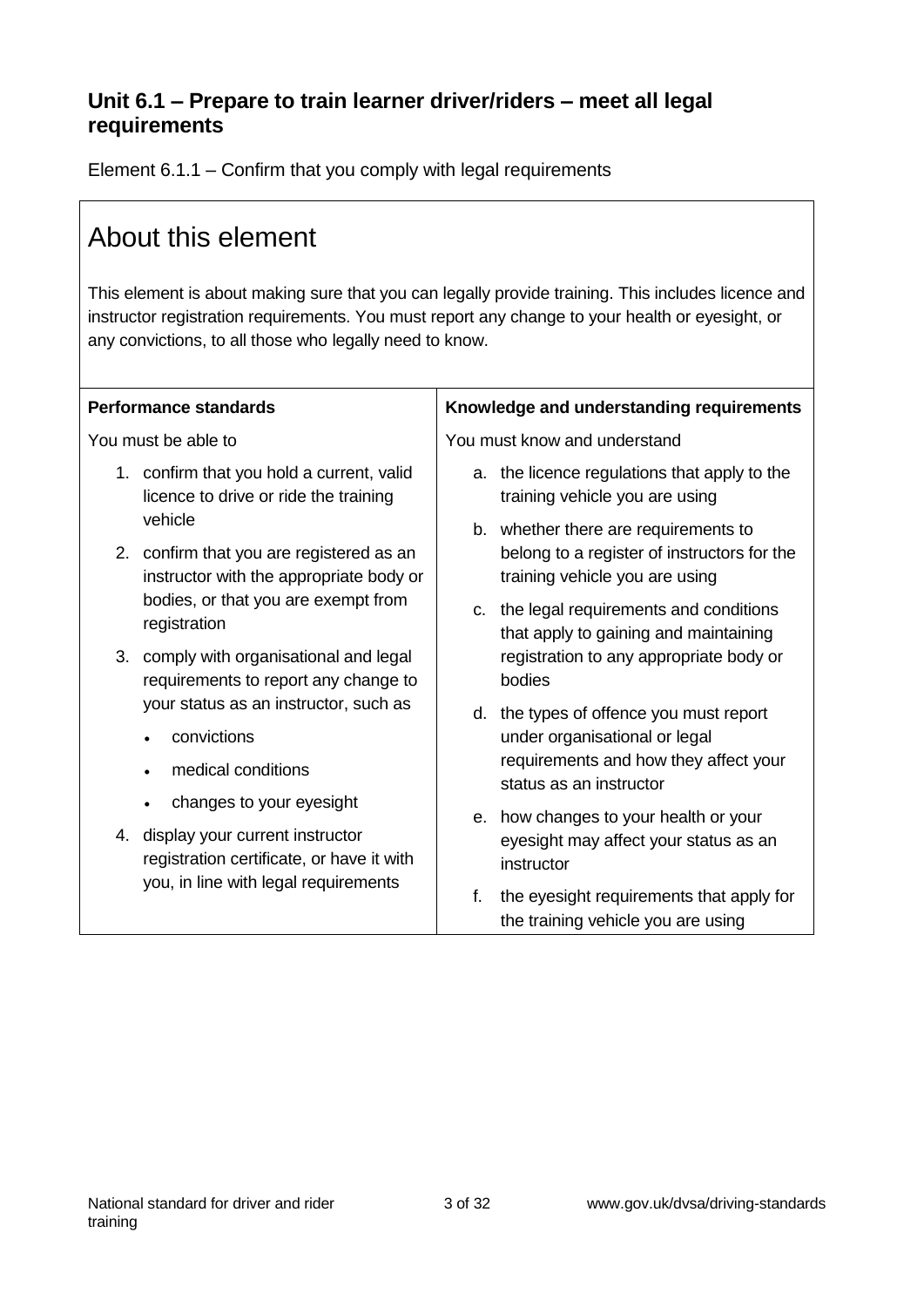## Unit 6.1 – Prepare to train learner driver/riders – meet all legal requirements

Element 6.1.1 – Confirm that you comply with legal requirements

# About this element

This element is about making sure that you can legally provide training. This includes licence and instructor registration requirements. You must report any change to your health or eyesight, or any convictions, to all those who legally need to know.

**Performance standards**

You must be able to

1. confirm that you hold a current, valid licence to drive or ride the training vehicle
2. confirm that you are registered as an instructor with the appropriate body or bodies, or that you are exempt from registration
3. comply with organisational and legal requirements to report any change to your status as an instructor, such as
   - convictions
   - medical conditions
   - changes to your eyesight
4. display your current instructor registration certificate, or have it with you, in line with legal requirements

**Knowledge and understanding requirements**

You must know and understand

a. the licence regulations that apply to the training vehicle you are using

b. whether there are requirements to belong to a register of instructors for the training vehicle you are using

c. the legal requirements and conditions that apply to gaining and maintaining registration to any appropriate body or bodies

d. the types of offence you must report under organisational or legal requirements and how they affect your status as an instructor

e. how changes to your health or your eyesight may affect your status as an instructor

f. the eyesight requirements that apply for the training vehicle you are using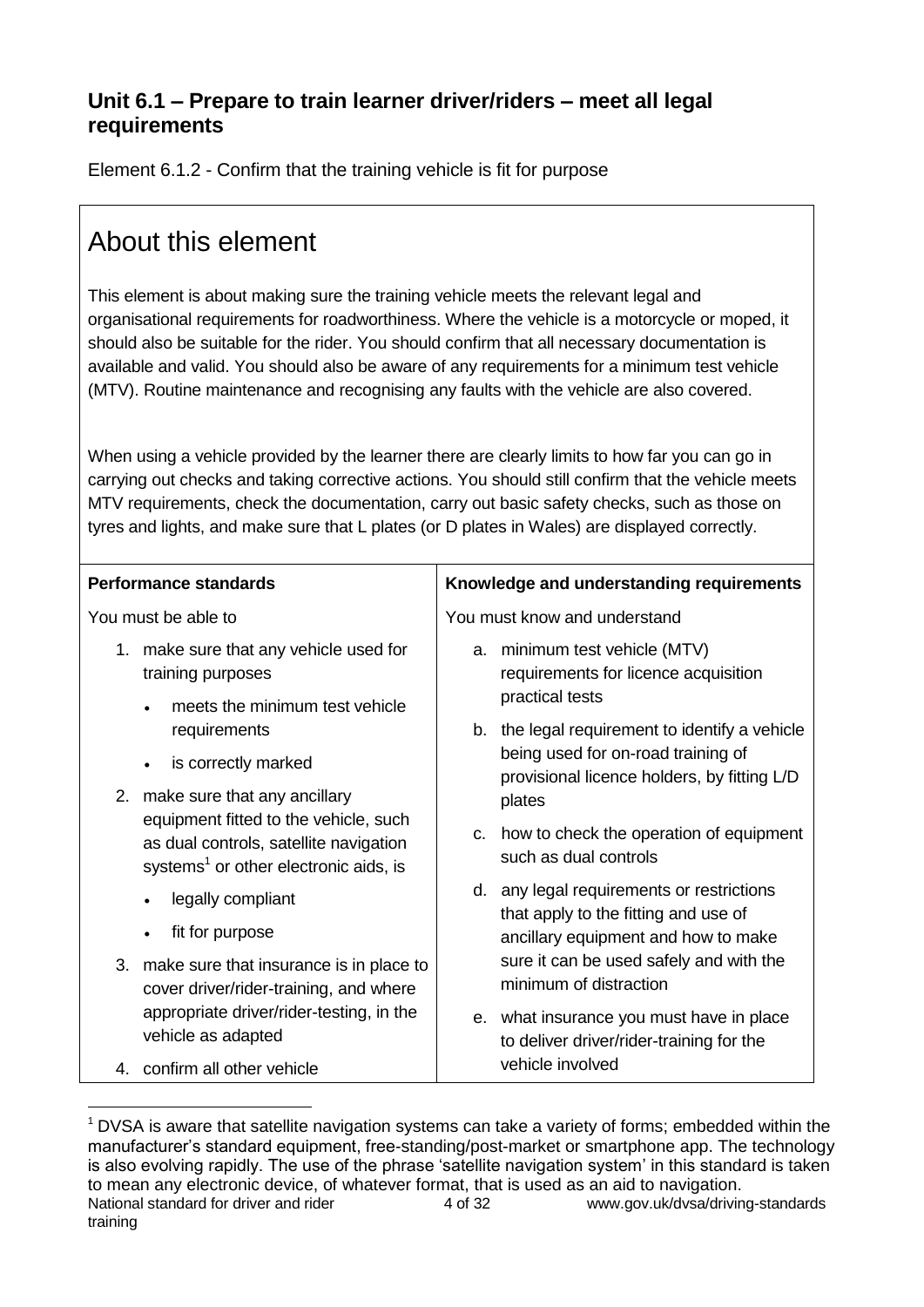## Unit 6.1 – Prepare to train learner driver/riders – meet all legal requirements

Element 6.1.2 - Confirm that the training vehicle is fit for purpose

# About this element

This element is about making sure the training vehicle meets the relevant legal and organisational requirements for roadworthiness. Where the vehicle is a motorcycle or moped, it should also be suitable for the rider. You should confirm that all necessary documentation is available and valid. You should also be aware of any requirements for a minimum test vehicle (MTV). Routine maintenance and recognising any faults with the vehicle are also covered.

When using a vehicle provided by the learner there are clearly limits to how far you can go in carrying out checks and taking corrective actions. You should still confirm that the vehicle meets MTV requirements, check the documentation, carry out basic safety checks, such as those on tyres and lights, and make sure that L plates (or D plates in Wales) are displayed correctly.

| Performance standards | Knowledge and understanding requirements |
| --- | --- |
| You must be able to<br><br>1. make sure that any vehicle used for training purposes<br>• meets the minimum test vehicle requirements<br>• is correctly marked<br><br>2. make sure that any ancillary equipment fitted to the vehicle, such as dual controls, satellite navigation systems[1] or other electronic aids, is<br>• legally compliant<br>• fit for purpose<br><br>3. make sure that insurance is in place to cover driver/rider-training, and where appropriate driver/rider-testing, in the vehicle as adapted<br><br>4. confirm all other vehicle | You must know and understand<br><br>a. minimum test vehicle (MTV) requirements for licence acquisition practical tests<br><br>b. the legal requirement to identify a vehicle being used for on-road training of provisional licence holders, by fitting L/D plates<br><br>c. how to check the operation of equipment such as dual controls<br><br>d. any legal requirements or restrictions that apply to the fitting and use of ancillary equipment and how to make sure it can be used safely and with the minimum of distraction<br><br>e. what insurance you must have in place to deliver driver/rider-training for the vehicle involved |

[1] DVSA is aware that satellite navigation systems can take a variety of forms; embedded within the manufacturer's standard equipment, free-standing/post-market or smartphone app. The technology is also evolving rapidly. The use of the phrase 'satellite navigation system' in this standard is taken to mean any electronic device, of whatever format, that is used as an aid to navigation.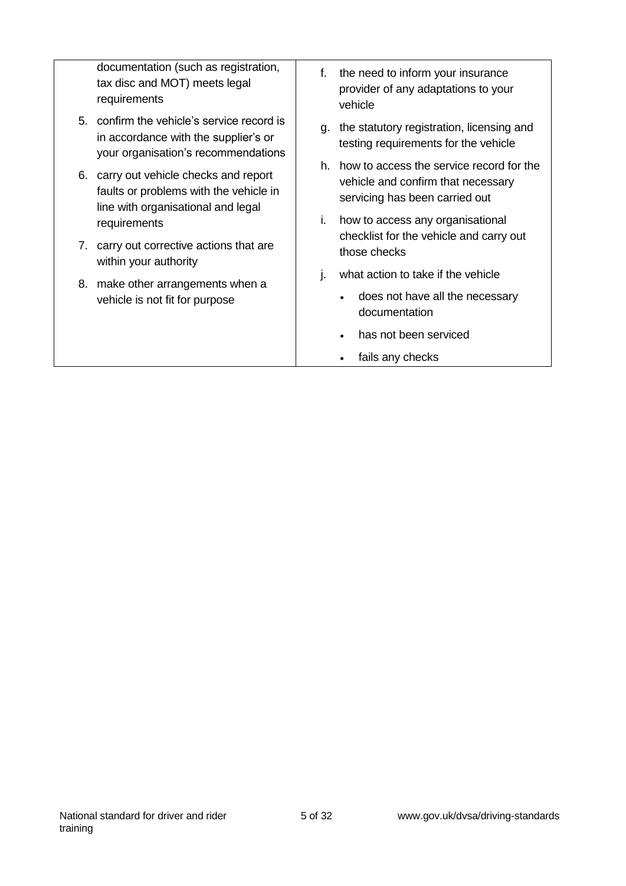| | |
|---|---|
| documentation (such as registration, tax disc and MOT) meets legal requirements<br>5. confirm the vehicle's service record is in accordance with the supplier's or your organisation's recommendations<br>6. carry out vehicle checks and report faults or problems with the vehicle in line with organisational and legal requirements<br>7. carry out corrective actions that are within your authority<br>8. make other arrangements when a vehicle is not fit for purpose | f. the need to inform your insurance provider of any adaptations to your vehicle<br>g. the statutory registration, licensing and testing requirements for the vehicle<br>h. how to access the service record for the vehicle and confirm that necessary servicing has been carried out<br>i. how to access any organisational checklist for the vehicle and carry out those checks<br>j. what action to take if the vehicle<br>• does not have all the necessary documentation<br>• has not been serviced<br>• fails any checks |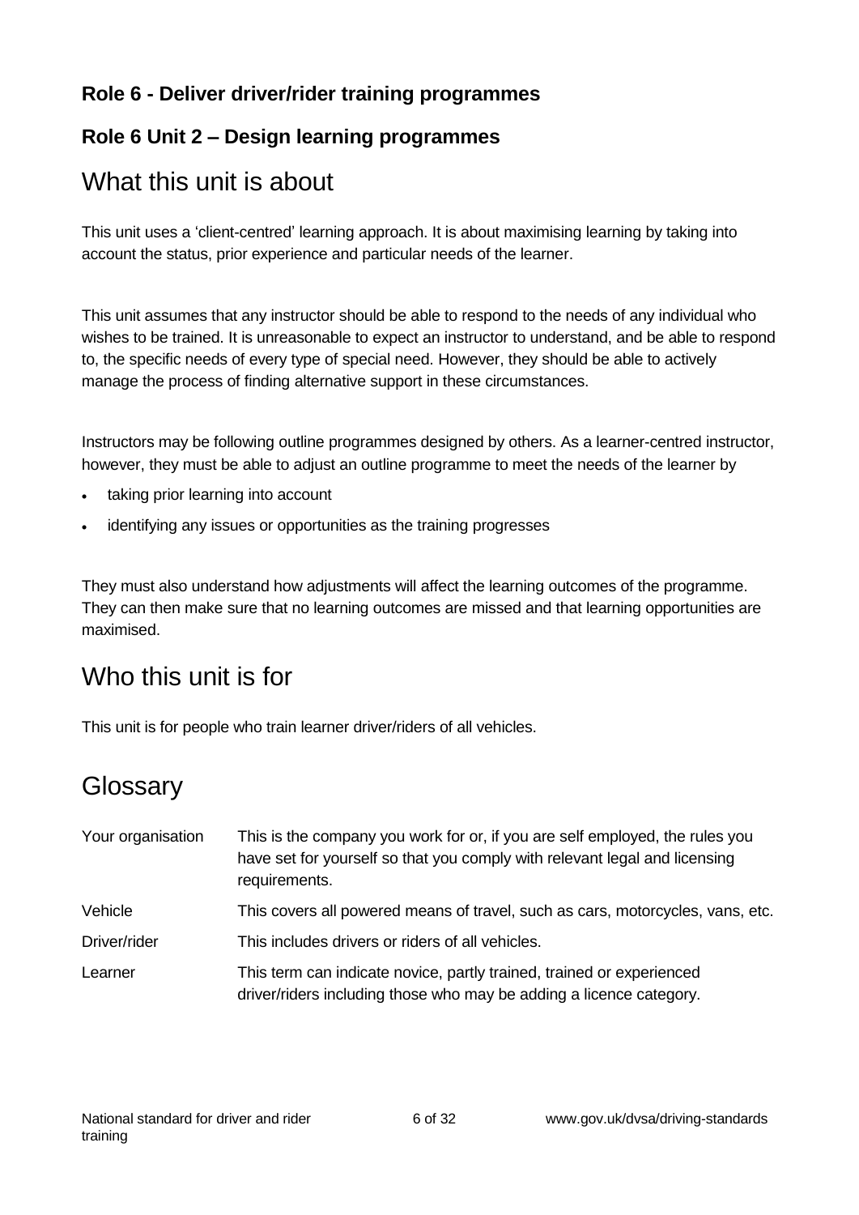### Role 6 - Deliver driver/rider training programmes

### Role 6 Unit 2 – Design learning programmes

## What this unit is about

This unit uses a 'client-centred' learning approach. It is about maximising learning by taking into account the status, prior experience and particular needs of the learner.

This unit assumes that any instructor should be able to respond to the needs of any individual who wishes to be trained. It is unreasonable to expect an instructor to understand, and be able to respond to, the specific needs of every type of special need. However, they should be able to actively manage the process of finding alternative support in these circumstances.

Instructors may be following outline programmes designed by others. As a learner-centred instructor, however, they must be able to adjust an outline programme to meet the needs of the learner by

- taking prior learning into account
- identifying any issues or opportunities as the training progresses

They must also understand how adjustments will affect the learning outcomes of the programme. They can then make sure that no learning outcomes are missed and that learning opportunities are maximised.

## Who this unit is for

This unit is for people who train learner driver/riders of all vehicles.

## Glossary

| | |
|---|---|
| Your organisation | This is the company you work for or, if you are self employed, the rules you have set for yourself so that you comply with relevant legal and licensing requirements. |
| Vehicle | This covers all powered means of travel, such as cars, motorcycles, vans, etc. |
| Driver/rider | This includes drivers or riders of all vehicles. |
| Learner | This term can indicate novice, partly trained, trained or experienced driver/riders including those who may be adding a licence category. |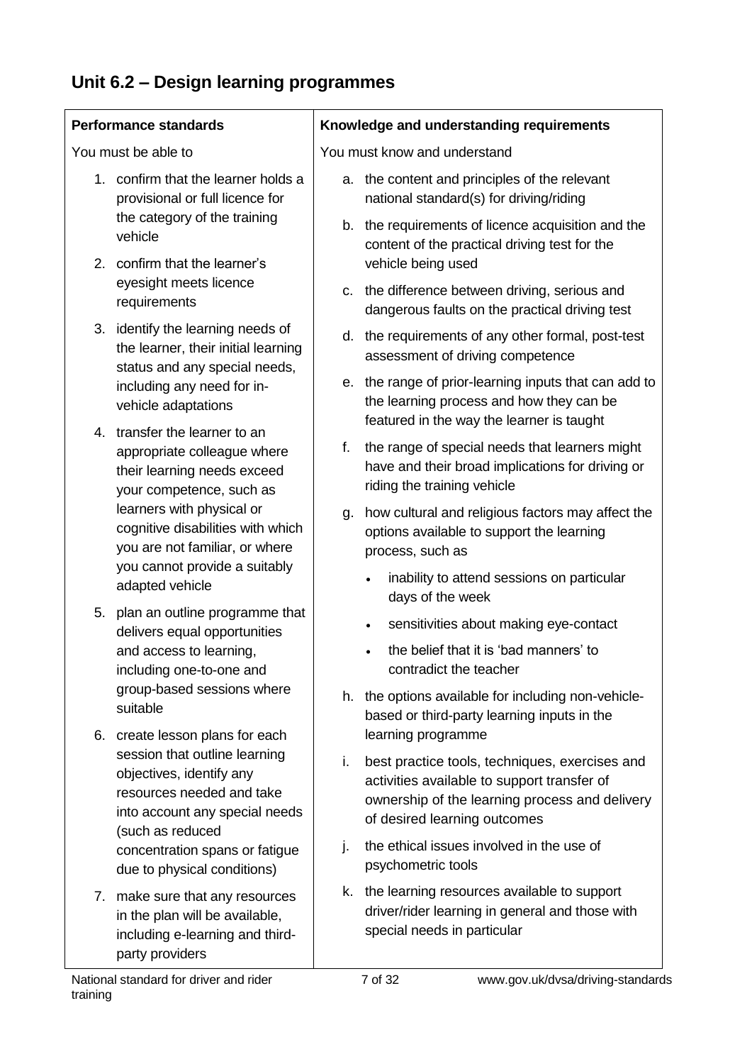## Unit 6.2 – Design learning programmes

| Performance standards | Knowledge and understanding requirements |
|---|---|
| You must be able to<br><br>1. confirm that the learner holds a provisional or full licence for the category of the training vehicle<br>2. confirm that the learner's eyesight meets licence requirements<br>3. identify the learning needs of the learner, their initial learning status and any special needs, including any need for in-vehicle adaptations<br>4. transfer the learner to an appropriate colleague where their learning needs exceed your competence, such as learners with physical or cognitive disabilities with which you are not familiar, or where you cannot provide a suitably adapted vehicle<br>5. plan an outline programme that delivers equal opportunities and access to learning, including one-to-one and group-based sessions where suitable<br>6. create lesson plans for each session that outline learning objectives, identify any resources needed and take into account any special needs (such as reduced concentration spans or fatigue due to physical conditions)<br>7. make sure that any resources in the plan will be available, including e-learning and third-party providers | You must know and understand<br><br>a. the content and principles of the relevant national standard(s) for driving/riding<br>b. the requirements of licence acquisition and the content of the practical driving test for the vehicle being used<br>c. the difference between driving, serious and dangerous faults on the practical driving test<br>d. the requirements of any other formal, post-test assessment of driving competence<br>e. the range of prior-learning inputs that can add to the learning process and how they can be featured in the way the learner is taught<br>f. the range of special needs that learners might have and their broad implications for driving or riding the training vehicle<br>g. how cultural and religious factors may affect the options available to support the learning process, such as<br>• inability to attend sessions on particular days of the week<br>• sensitivities about making eye-contact<br>• the belief that it is 'bad manners' to contradict the teacher<br>h. the options available for including non-vehicle-based or third-party learning inputs in the learning programme<br>i. best practice tools, techniques, exercises and activities available to support transfer of ownership of the learning process and delivery of desired learning outcomes<br>j. the ethical issues involved in the use of psychometric tools<br>k. the learning resources available to support driver/rider learning in general and those with special needs in particular |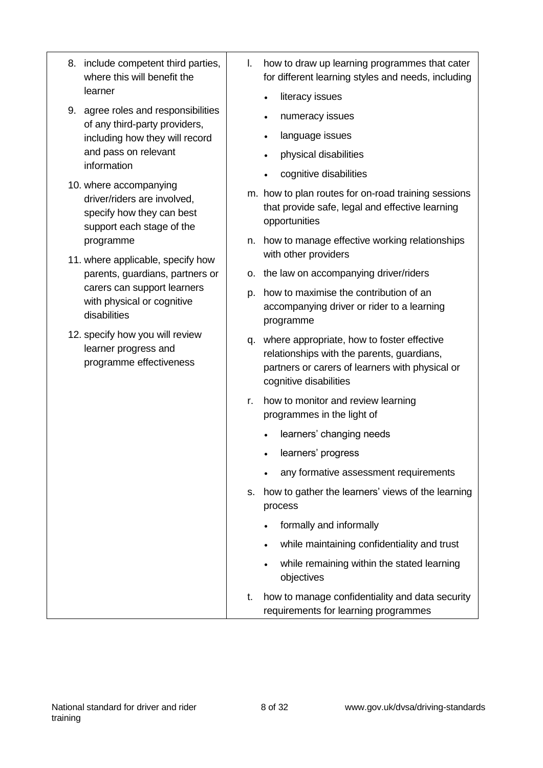| | |
|---|---|
| 8. include competent third parties, where this will benefit the learner<br>9. agree roles and responsibilities of any third-party providers, including how they will record and pass on relevant information<br>10. where accompanying driver/riders are involved, specify how they can best support each stage of the programme<br>11. where applicable, specify how parents, guardians, partners or carers can support learners with physical or cognitive disabilities<br>12. specify how you will review learner progress and programme effectiveness | l. how to draw up learning programmes that cater for different learning styles and needs, including<br>• literacy issues<br>• numeracy issues<br>• language issues<br>• physical disabilities<br>• cognitive disabilities<br>m. how to plan routes for on-road training sessions that provide safe, legal and effective learning opportunities<br>n. how to manage effective working relationships with other providers<br>o. the law on accompanying driver/riders<br>p. how to maximise the contribution of an accompanying driver or rider to a learning programme<br>q. where appropriate, how to foster effective relationships with the parents, guardians, partners or carers of learners with physical or cognitive disabilities<br>r. how to monitor and review learning programmes in the light of<br>• learners' changing needs<br>• learners' progress<br>• any formative assessment requirements<br>s. how to gather the learners' views of the learning process<br>• formally and informally<br>• while maintaining confidentiality and trust<br>• while remaining within the stated learning objectives<br>t. how to manage confidentiality and data security requirements for learning programmes |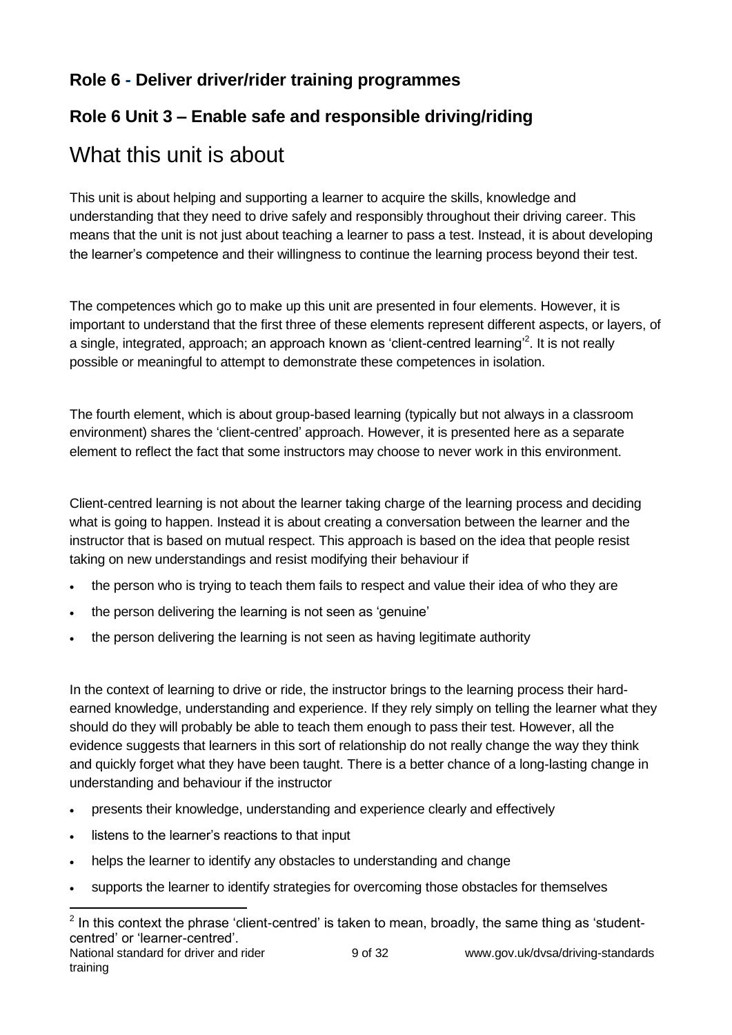## Role 6 - Deliver driver/rider training programmes

## Role 6 Unit 3 – Enable safe and responsible driving/riding

# What this unit is about

This unit is about helping and supporting a learner to acquire the skills, knowledge and understanding that they need to drive safely and responsibly throughout their driving career. This means that the unit is not just about teaching a learner to pass a test. Instead, it is about developing the learner's competence and their willingness to continue the learning process beyond their test.

The competences which go to make up this unit are presented in four elements. However, it is important to understand that the first three of these elements represent different aspects, or layers, of a single, integrated, approach; an approach known as 'client-centred learning'[2]. It is not really possible or meaningful to attempt to demonstrate these competences in isolation.

The fourth element, which is about group-based learning (typically but not always in a classroom environment) shares the 'client-centred' approach. However, it is presented here as a separate element to reflect the fact that some instructors may choose to never work in this environment.

Client-centred learning is not about the learner taking charge of the learning process and deciding what is going to happen. Instead it is about creating a conversation between the learner and the instructor that is based on mutual respect. This approach is based on the idea that people resist taking on new understandings and resist modifying their behaviour if

- the person who is trying to teach them fails to respect and value their idea of who they are
- the person delivering the learning is not seen as 'genuine'
- the person delivering the learning is not seen as having legitimate authority

In the context of learning to drive or ride, the instructor brings to the learning process their hard-earned knowledge, understanding and experience. If they rely simply on telling the learner what they should do they will probably be able to teach them enough to pass their test. However, all the evidence suggests that learners in this sort of relationship do not really change the way they think and quickly forget what they have been taught. There is a better chance of a long-lasting change in understanding and behaviour if the instructor

- presents their knowledge, understanding and experience clearly and effectively
- listens to the learner's reactions to that input
- helps the learner to identify any obstacles to understanding and change
- supports the learner to identify strategies for overcoming those obstacles for themselves

[2] In this context the phrase 'client-centred' is taken to mean, broadly, the same thing as 'student-centred' or 'learner-centred'.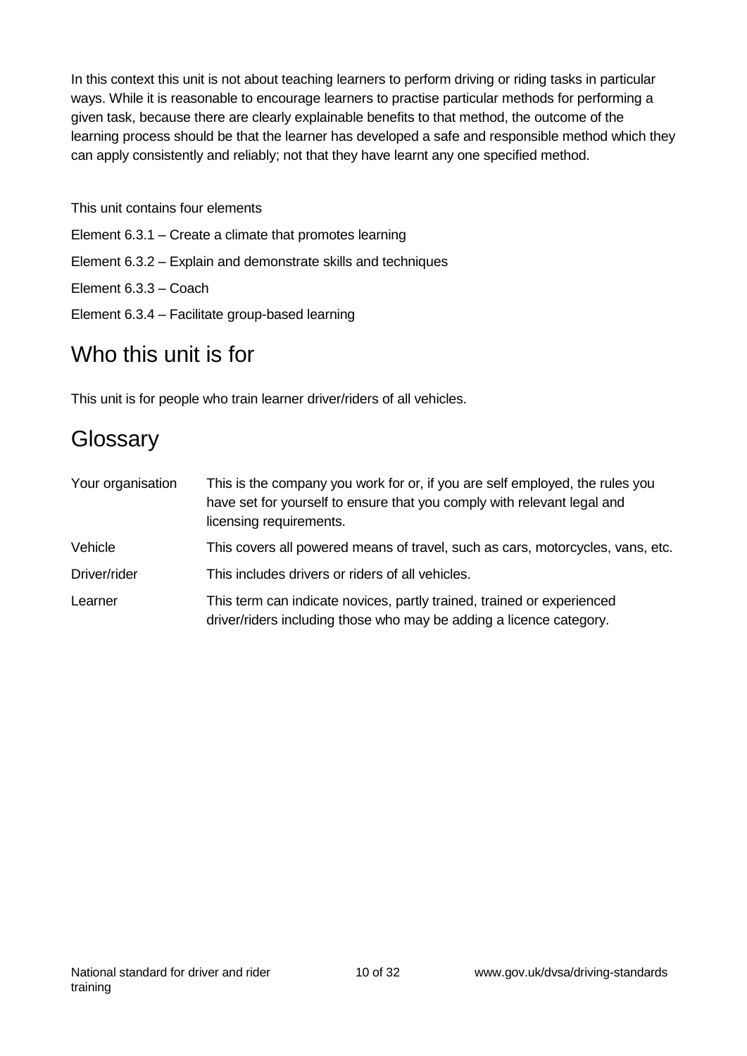In this context this unit is not about teaching learners to perform driving or riding tasks in particular ways. While it is reasonable to encourage learners to practise particular methods for performing a given task, because there are clearly explainable benefits to that method, the outcome of the learning process should be that the learner has developed a safe and responsible method which they can apply consistently and reliably; not that they have learnt any one specified method.

This unit contains four elements

Element 6.3.1 – Create a climate that promotes learning

Element 6.3.2 – Explain and demonstrate skills and techniques

Element 6.3.3 – Coach

Element 6.3.4 – Facilitate group-based learning

## Who this unit is for

This unit is for people who train learner driver/riders of all vehicles.

## Glossary

| | |
|---|---|
| Your organisation | This is the company you work for or, if you are self employed, the rules you have set for yourself to ensure that you comply with relevant legal and licensing requirements. |
| Vehicle | This covers all powered means of travel, such as cars, motorcycles, vans, etc. |
| Driver/rider | This includes drivers or riders of all vehicles. |
| Learner | This term can indicate novices, partly trained, trained or experienced driver/riders including those who may be adding a licence category. |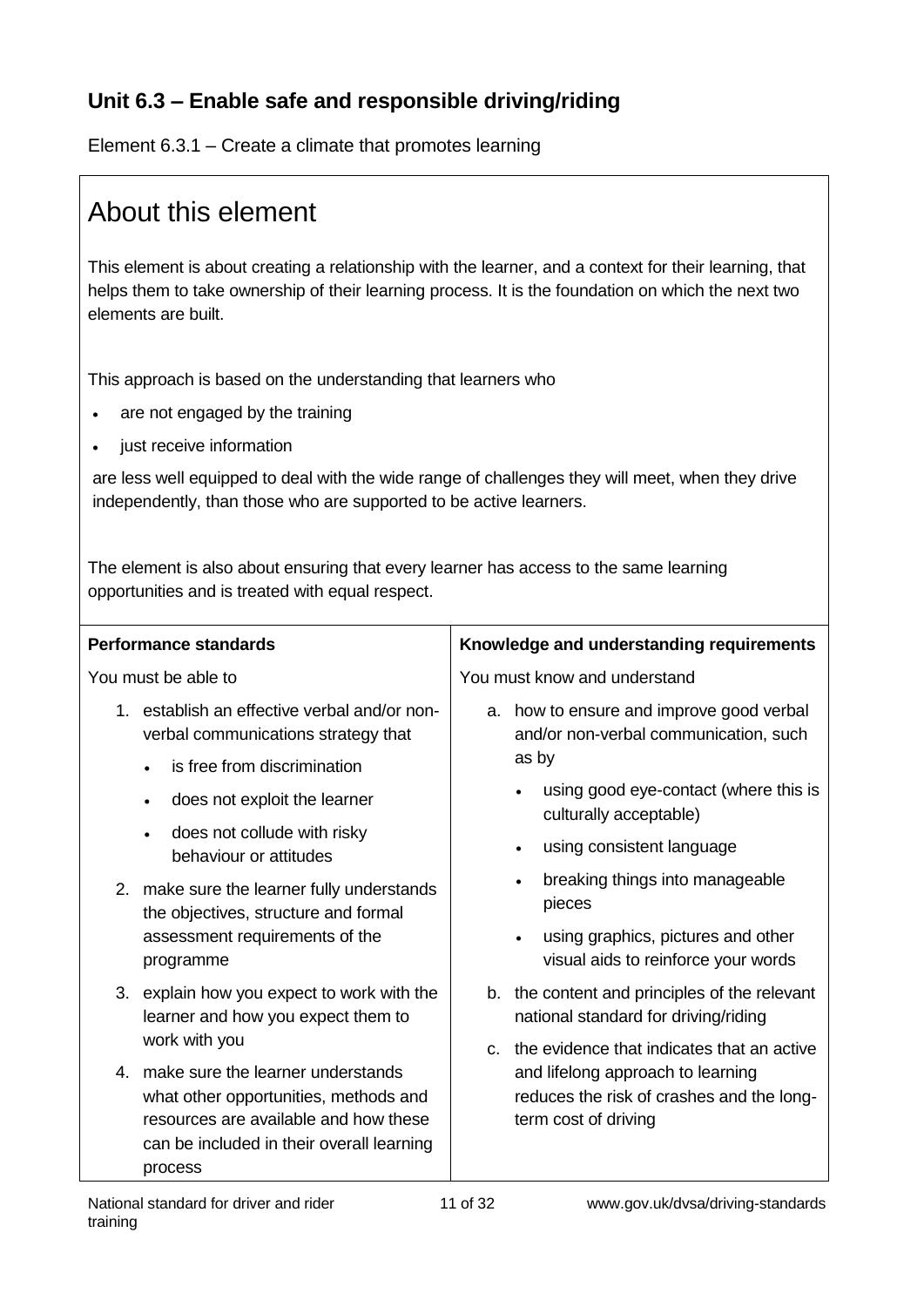## Unit 6.3 – Enable safe and responsible driving/riding

Element 6.3.1 – Create a climate that promotes learning

# About this element

This element is about creating a relationship with the learner, and a context for their learning, that helps them to take ownership of their learning process. It is the foundation on which the next two elements are built.

This approach is based on the understanding that learners who

- are not engaged by the training
- just receive information

are less well equipped to deal with the wide range of challenges they will meet, when they drive independently, than those who are supported to be active learners.

The element is also about ensuring that every learner has access to the same learning opportunities and is treated with equal respect.

| Performance standards | Knowledge and understanding requirements |
|---|---|
| You must be able to<br>1. establish an effective verbal and/or non-verbal communications strategy that<br>• is free from discrimination<br>• does not exploit the learner<br>• does not collude with risky behaviour or attitudes<br>2. make sure the learner fully understands the objectives, structure and formal assessment requirements of the programme<br>3. explain how you expect to work with the learner and how you expect them to work with you<br>4. make sure the learner understands what other opportunities, methods and resources are available and how these can be included in their overall learning process | You must know and understand<br>a. how to ensure and improve good verbal and/or non-verbal communication, such as by<br>• using good eye-contact (where this is culturally acceptable)<br>• using consistent language<br>• breaking things into manageable pieces<br>• using graphics, pictures and other visual aids to reinforce your words<br>b. the content and principles of the relevant national standard for driving/riding<br>c. the evidence that indicates that an active and lifelong approach to learning reduces the risk of crashes and the long-term cost of driving |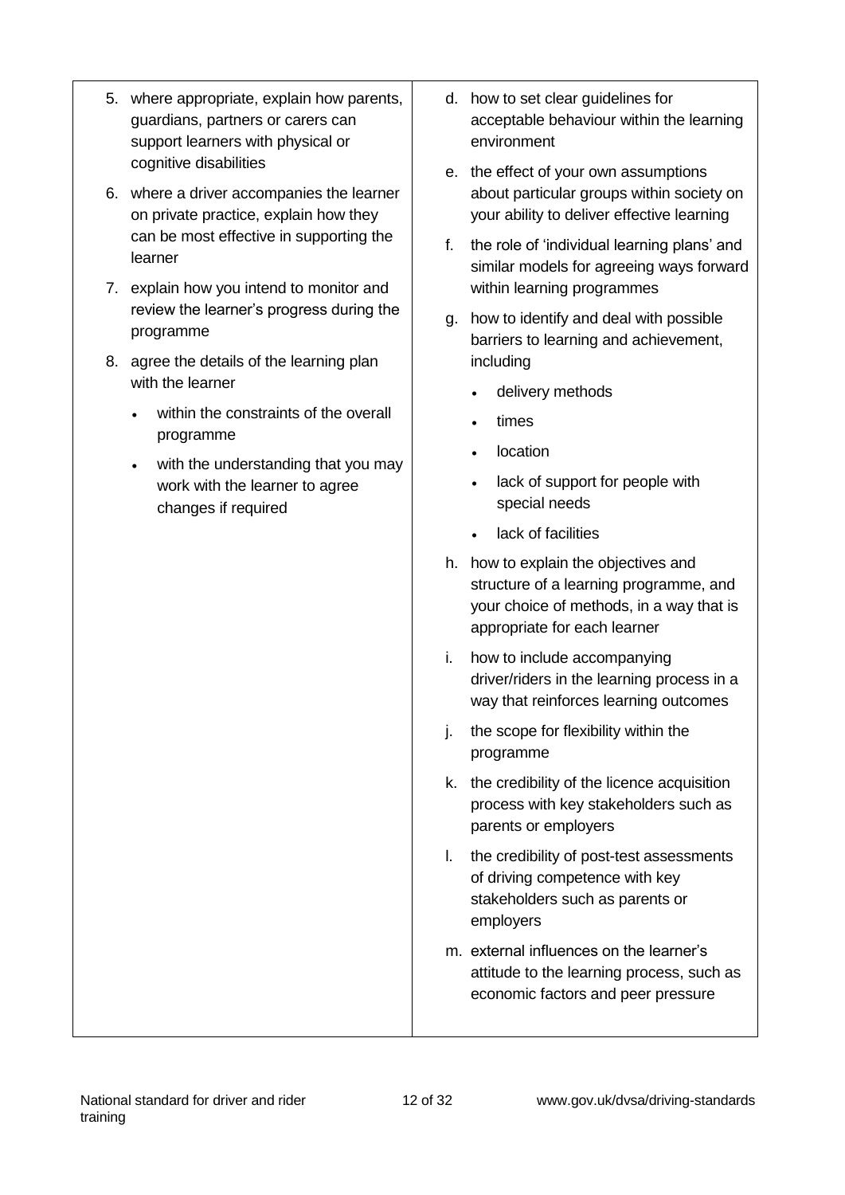5. where appropriate, explain how parents, guardians, partners or carers can support learners with physical or cognitive disabilities
6. where a driver accompanies the learner on private practice, explain how they can be most effective in supporting the learner
7. explain how you intend to monitor and review the learner's progress during the programme
8. agree the details of the learning plan with the learner
   - within the constraints of the overall programme
   - with the understanding that you may work with the learner to agree changes if required

d. how to set clear guidelines for acceptable behaviour within the learning environment

e. the effect of your own assumptions about particular groups within society on your ability to deliver effective learning

f. the role of 'individual learning plans' and similar models for agreeing ways forward within learning programmes

g. how to identify and deal with possible barriers to learning and achievement, including
   - delivery methods
   - times
   - location
   - lack of support for people with special needs
   - lack of facilities

h. how to explain the objectives and structure of a learning programme, and your choice of methods, in a way that is appropriate for each learner

i. how to include accompanying driver/riders in the learning process in a way that reinforces learning outcomes

j. the scope for flexibility within the programme

k. the credibility of the licence acquisition process with key stakeholders such as parents or employers

l. the credibility of post-test assessments of driving competence with key stakeholders such as parents or employers

m. external influences on the learner's attitude to the learning process, such as economic factors and peer pressure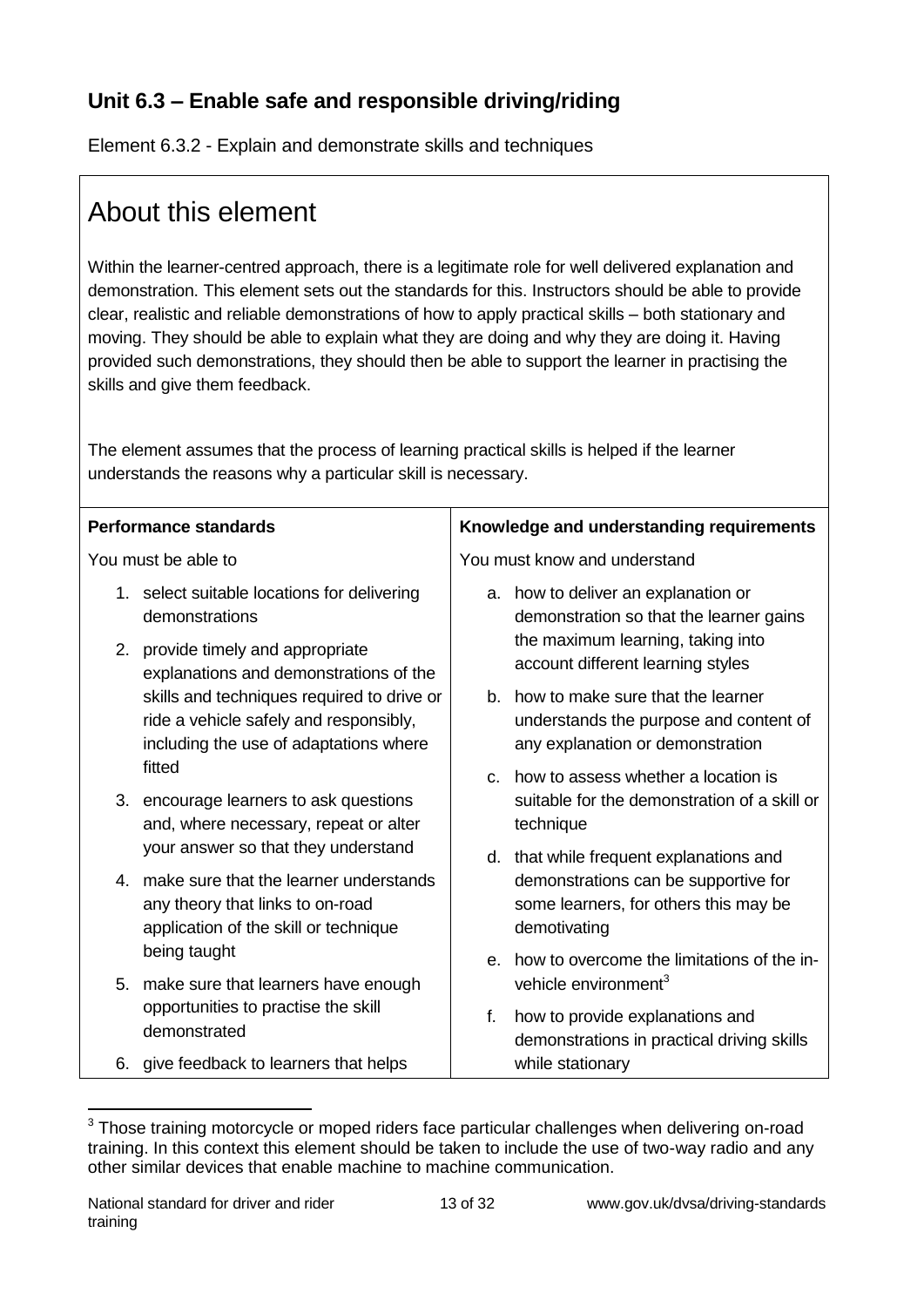## Unit 6.3 – Enable safe and responsible driving/riding

Element 6.3.2 - Explain and demonstrate skills and techniques

# About this element

Within the learner-centred approach, there is a legitimate role for well delivered explanation and demonstration. This element sets out the standards for this. Instructors should be able to provide clear, realistic and reliable demonstrations of how to apply practical skills – both stationary and moving. They should be able to explain what they are doing and why they are doing it. Having provided such demonstrations, they should then be able to support the learner in practising the skills and give them feedback.

The element assumes that the process of learning practical skills is helped if the learner understands the reasons why a particular skill is necessary.

| Performance standards | Knowledge and understanding requirements |
|---|---|
| You must be able to | You must know and understand |
| 1. select suitable locations for delivering demonstrations<br>2. provide timely and appropriate explanations and demonstrations of the skills and techniques required to drive or ride a vehicle safely and responsibly, including the use of adaptations where fitted<br>3. encourage learners to ask questions and, where necessary, repeat or alter your answer so that they understand<br>4. make sure that the learner understands any theory that links to on-road application of the skill or technique being taught<br>5. make sure that learners have enough opportunities to practise the skill demonstrated<br>6. give feedback to learners that helps | a. how to deliver an explanation or demonstration so that the learner gains the maximum learning, taking into account different learning styles<br>b. how to make sure that the learner understands the purpose and content of any explanation or demonstration<br>c. how to assess whether a location is suitable for the demonstration of a skill or technique<br>d. that while frequent explanations and demonstrations can be supportive for some learners, for others this may be demotivating<br>e. how to overcome the limitations of the in-vehicle environment[3]<br>f. how to provide explanations and demonstrations in practical driving skills while stationary |

[3] Those training motorcycle or moped riders face particular challenges when delivering on-road training. In this context this element should be taken to include the use of two-way radio and any other similar devices that enable machine to machine communication.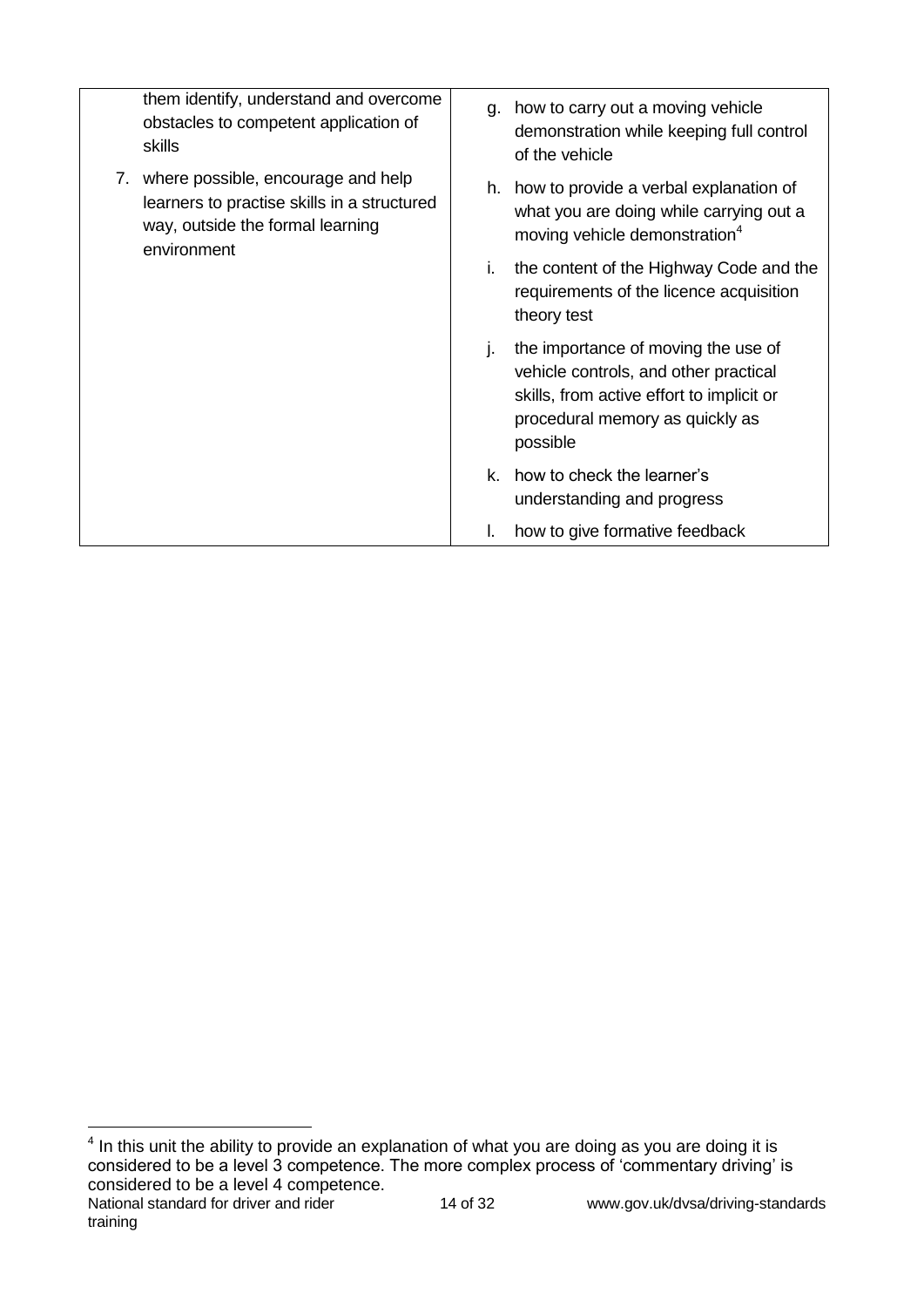| | |
|---|---|
| them identify, understand and overcome obstacles to competent application of skills<br><br>7. where possible, encourage and help learners to practise skills in a structured way, outside the formal learning environment | g. how to carry out a moving vehicle demonstration while keeping full control of the vehicle<br><br>h. how to provide a verbal explanation of what you are doing while carrying out a moving vehicle demonstration[4]<br><br>i. the content of the Highway Code and the requirements of the licence acquisition theory test<br><br>j. the importance of moving the use of vehicle controls, and other practical skills, from active effort to implicit or procedural memory as quickly as possible<br><br>k. how to check the learner's understanding and progress<br><br>l. how to give formative feedback |

[4] In this unit the ability to provide an explanation of what you are doing as you are doing it is considered to be a level 3 competence. The more complex process of 'commentary driving' is considered to be a level 4 competence.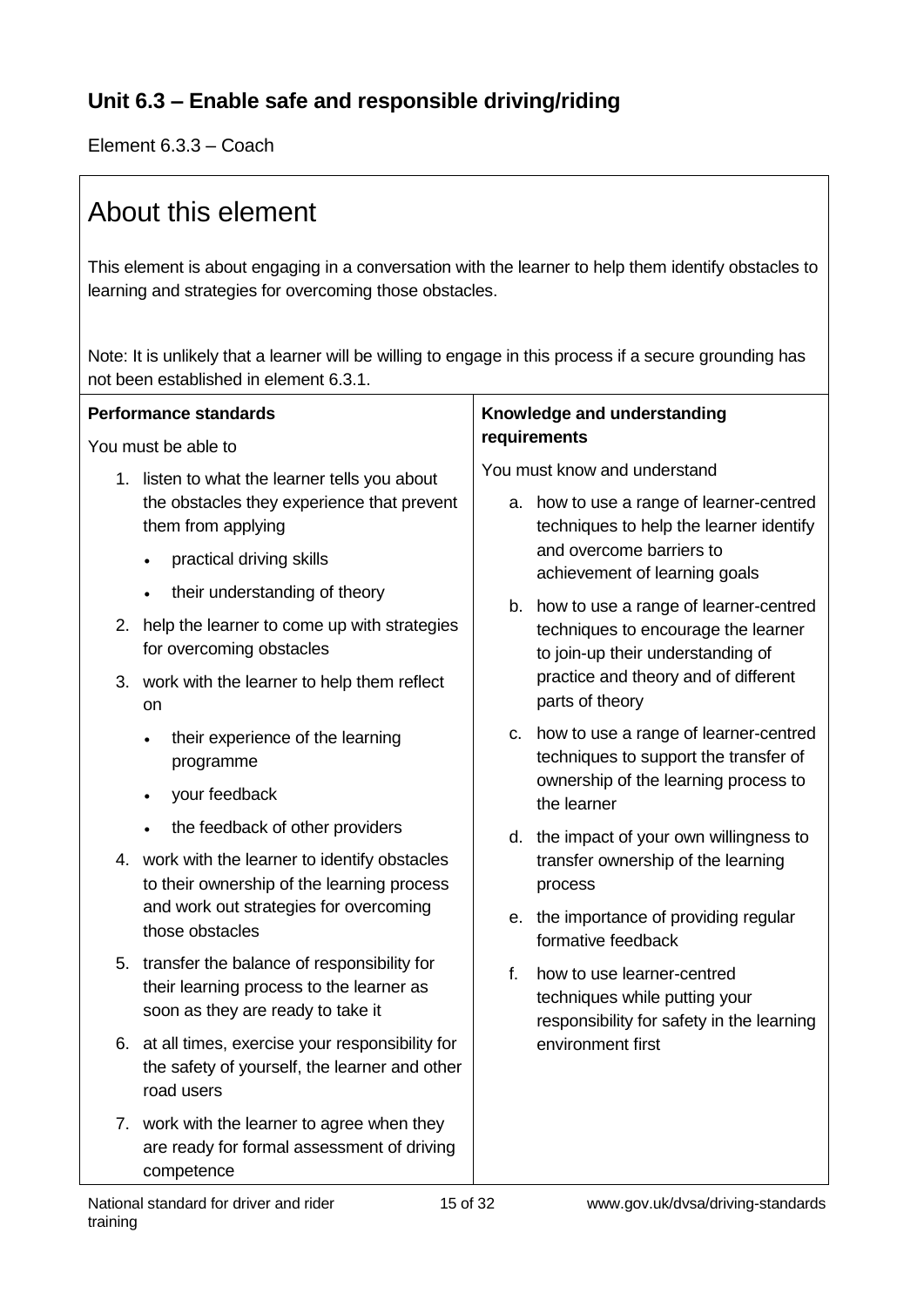## Unit 6.3 – Enable safe and responsible driving/riding

Element 6.3.3 – Coach

# About this element

This element is about engaging in a conversation with the learner to help them identify obstacles to learning and strategies for overcoming those obstacles.

Note: It is unlikely that a learner will be willing to engage in this process if a secure grounding has not been established in element 6.3.1.

### Performance standards

You must be able to

1. listen to what the learner tells you about the obstacles they experience that prevent them from applying
    - practical driving skills
    - their understanding of theory
2. help the learner to come up with strategies for overcoming obstacles
3. work with the learner to help them reflect on
    - their experience of the learning programme
    - your feedback
    - the feedback of other providers
4. work with the learner to identify obstacles to their ownership of the learning process and work out strategies for overcoming those obstacles
5. transfer the balance of responsibility for their learning process to the learner as soon as they are ready to take it
6. at all times, exercise your responsibility for the safety of yourself, the learner and other road users
7. work with the learner to agree when they are ready for formal assessment of driving competence

### Knowledge and understanding requirements

You must know and understand

a. how to use a range of learner-centred techniques to help the learner identify and overcome barriers to achievement of learning goals

b. how to use a range of learner-centred techniques to encourage the learner to join-up their understanding of practice and theory and of different parts of theory

c. how to use a range of learner-centred techniques to support the transfer of ownership of the learning process to the learner

d. the impact of your own willingness to transfer ownership of the learning process

e. the importance of providing regular formative feedback

f. how to use learner-centred techniques while putting your responsibility for safety in the learning environment first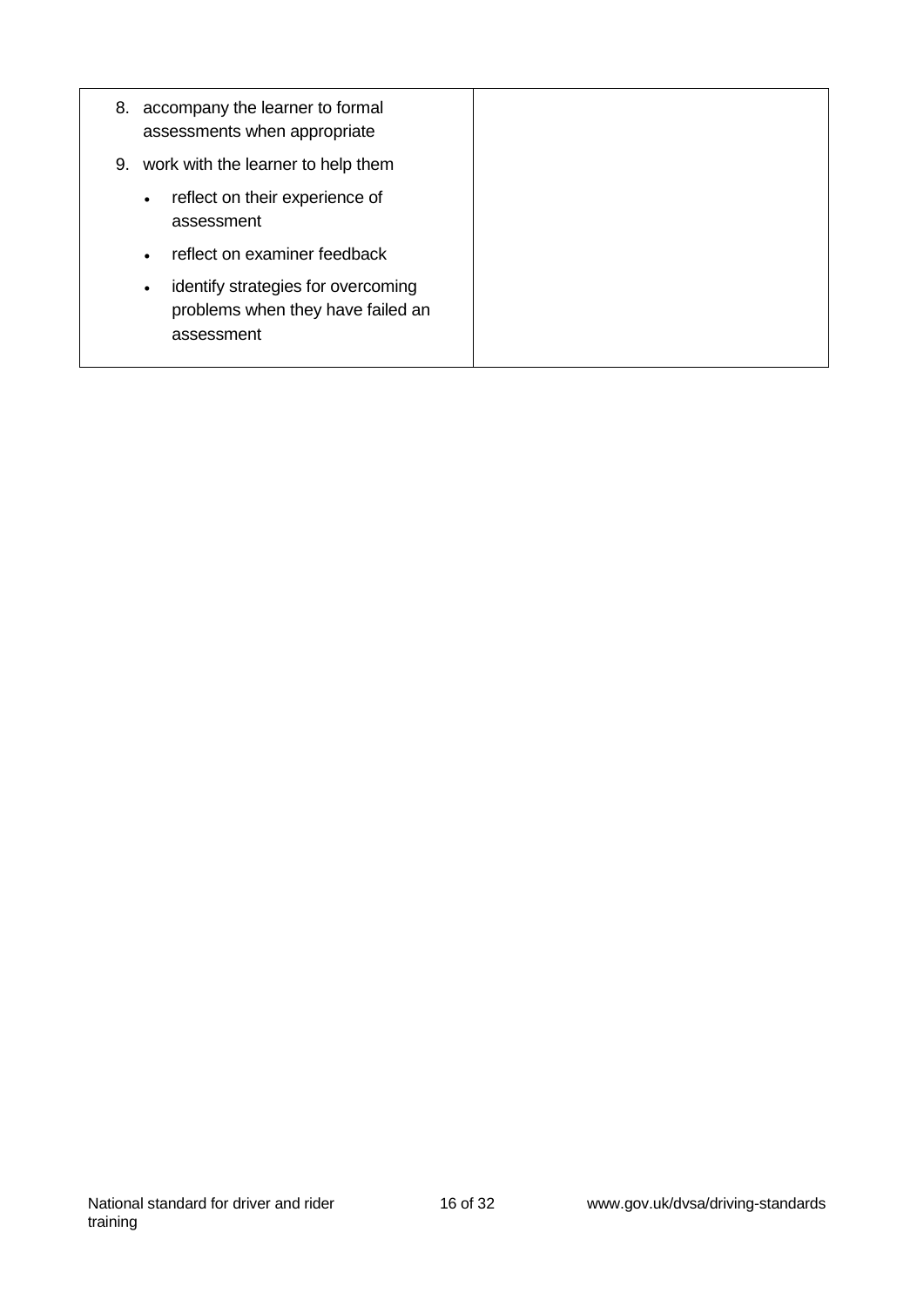| | |
|---|---|
| 8. accompany the learner to formal assessments when appropriate<br>9. work with the learner to help them<br>• reflect on their experience of assessment<br>• reflect on examiner feedback<br>• identify strategies for overcoming problems when they have failed an assessment | |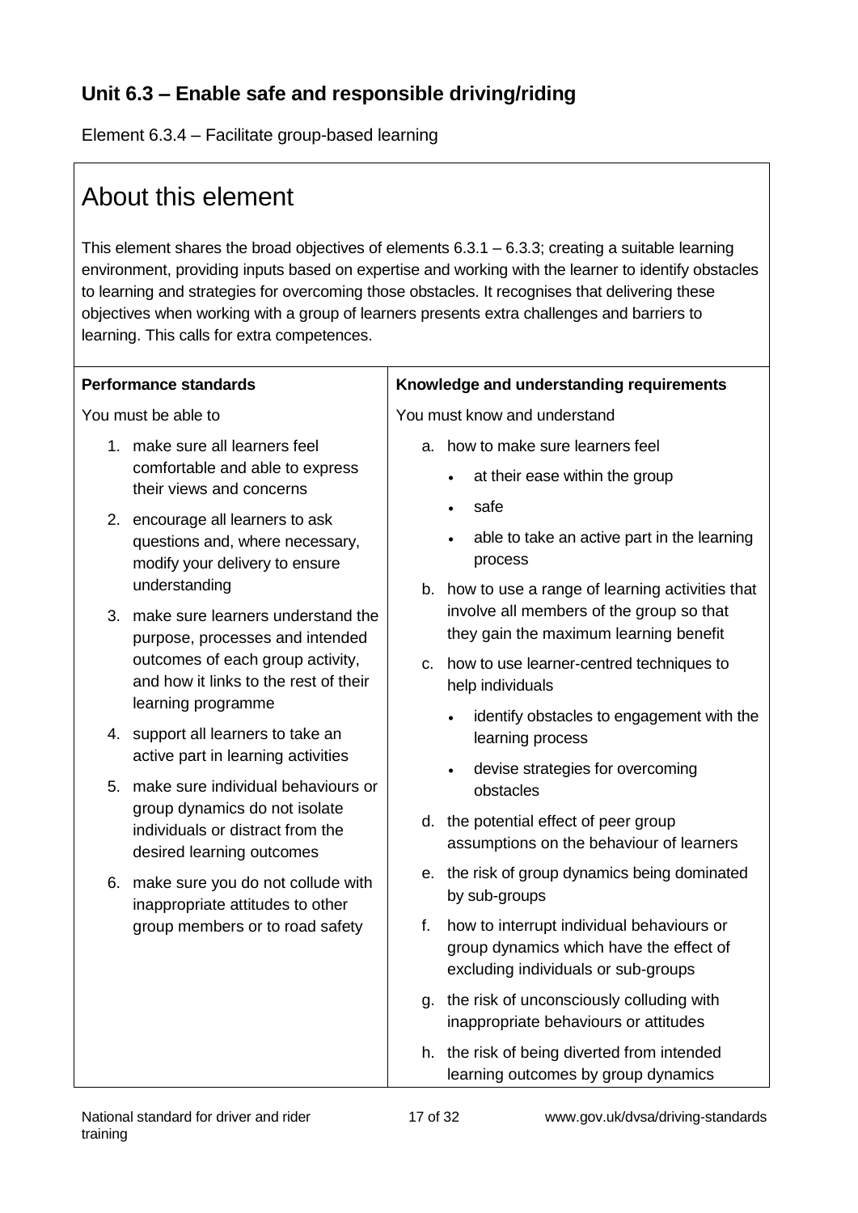## Unit 6.3 – Enable safe and responsible driving/riding

Element 6.3.4 – Facilitate group-based learning

# About this element

This element shares the broad objectives of elements 6.3.1 – 6.3.3; creating a suitable learning environment, providing inputs based on expertise and working with the learner to identify obstacles to learning and strategies for overcoming those obstacles. It recognises that delivering these objectives when working with a group of learners presents extra challenges and barriers to learning. This calls for extra competences.

### Performance standards

You must be able to

1. make sure all learners feel comfortable and able to express their views and concerns
2. encourage all learners to ask questions and, where necessary, modify your delivery to ensure understanding
3. make sure learners understand the purpose, processes and intended outcomes of each group activity, and how it links to the rest of their learning programme
4. support all learners to take an active part in learning activities
5. make sure individual behaviours or group dynamics do not isolate individuals or distract from the desired learning outcomes
6. make sure you do not collude with inappropriate attitudes to other group members or to road safety

### Knowledge and understanding requirements

You must know and understand

a. how to make sure learners feel
   - at their ease within the group
   - safe
   - able to take an active part in the learning process

b. how to use a range of learning activities that involve all members of the group so that they gain the maximum learning benefit

c. how to use learner-centred techniques to help individuals
   - identify obstacles to engagement with the learning process
   - devise strategies for overcoming obstacles

d. the potential effect of peer group assumptions on the behaviour of learners

e. the risk of group dynamics being dominated by sub-groups

f. how to interrupt individual behaviours or group dynamics which have the effect of excluding individuals or sub-groups

g. the risk of unconsciously colluding with inappropriate behaviours or attitudes

h. the risk of being diverted from intended learning outcomes by group dynamics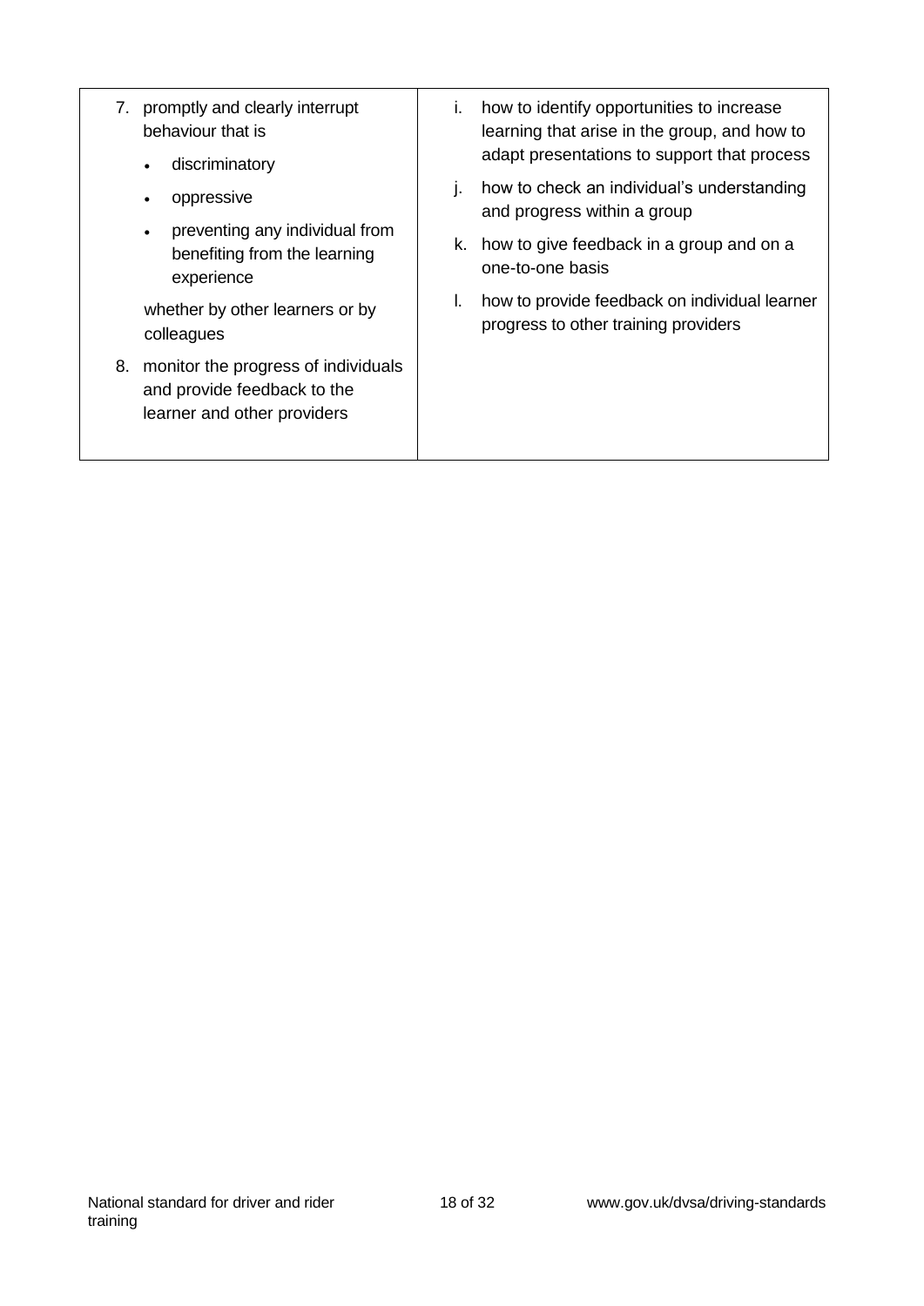| | |
|---|---|
| 7. promptly and clearly interrupt behaviour that is<br>• discriminatory<br>• oppressive<br>• preventing any individual from benefiting from the learning experience<br><br>whether by other learners or by colleagues<br><br>8. monitor the progress of individuals and provide feedback to the learner and other providers | i. how to identify opportunities to increase learning that arise in the group, and how to adapt presentations to support that process<br><br>j. how to check an individual's understanding and progress within a group<br><br>k. how to give feedback in a group and on a one-to-one basis<br><br>l. how to provide feedback on individual learner progress to other training providers |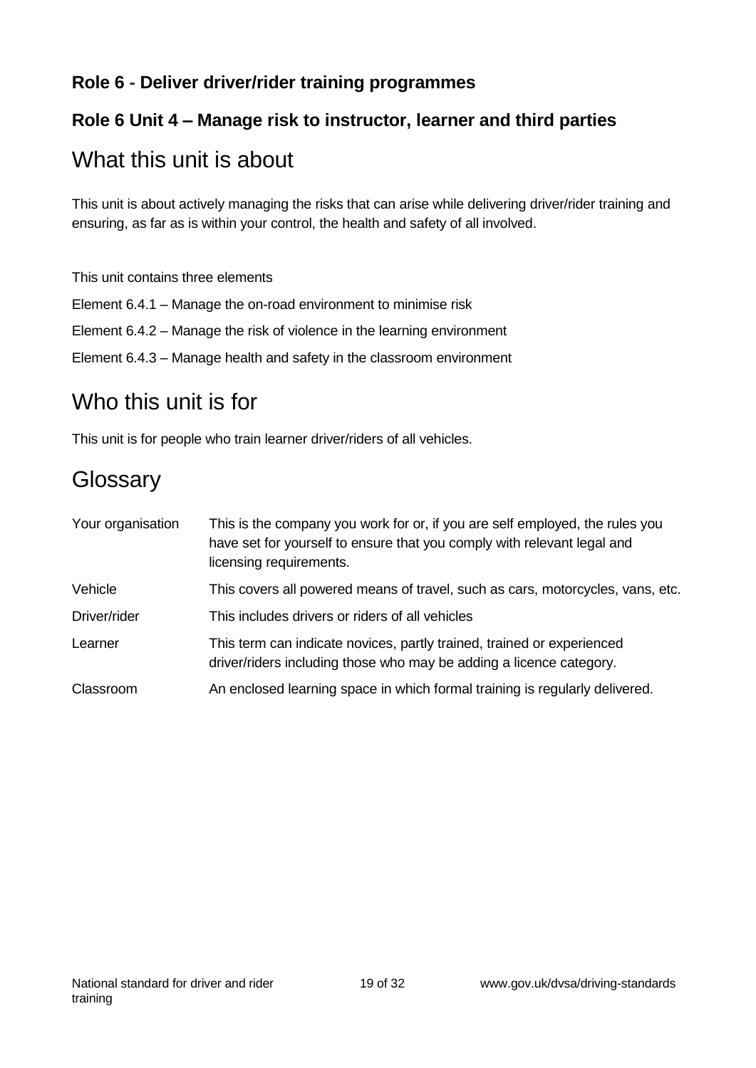### Role 6 - Deliver driver/rider training programmes

### Role 6 Unit 4 – Manage risk to instructor, learner and third parties

## What this unit is about

This unit is about actively managing the risks that can arise while delivering driver/rider training and ensuring, as far as is within your control, the health and safety of all involved.

This unit contains three elements

Element 6.4.1 – Manage the on-road environment to minimise risk

Element 6.4.2 – Manage the risk of violence in the learning environment

Element 6.4.3 – Manage health and safety in the classroom environment

## Who this unit is for

This unit is for people who train learner driver/riders of all vehicles.

## Glossary

| | |
|---|---|
| Your organisation | This is the company you work for or, if you are self employed, the rules you have set for yourself to ensure that you comply with relevant legal and licensing requirements. |
| Vehicle | This covers all powered means of travel, such as cars, motorcycles, vans, etc. |
| Driver/rider | This includes drivers or riders of all vehicles |
| Learner | This term can indicate novices, partly trained, trained or experienced driver/riders including those who may be adding a licence category. |
| Classroom | An enclosed learning space in which formal training is regularly delivered. |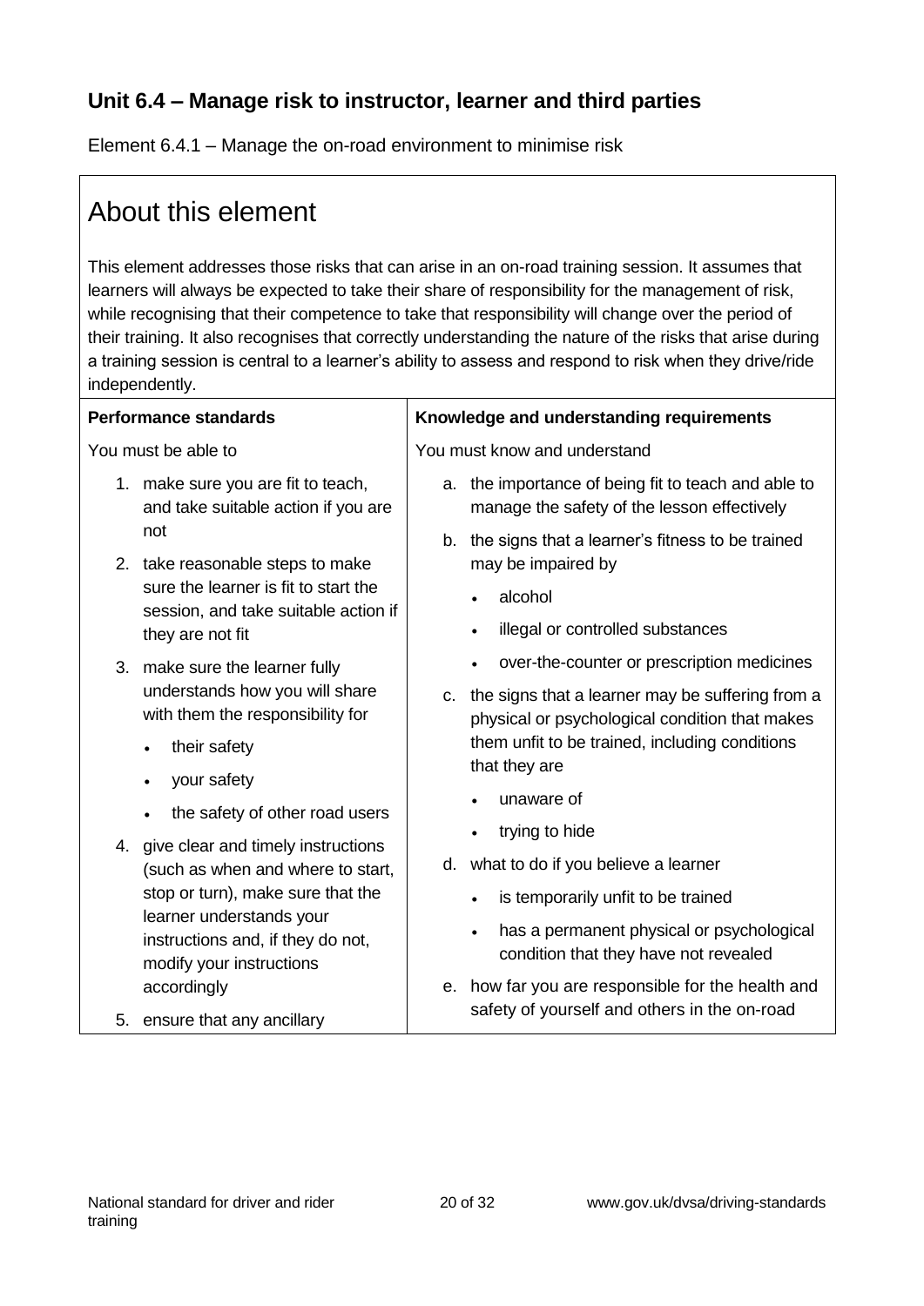## Unit 6.4 – Manage risk to instructor, learner and third parties

Element 6.4.1 – Manage the on-road environment to minimise risk

# About this element

This element addresses those risks that can arise in an on-road training session. It assumes that learners will always be expected to take their share of responsibility for the management of risk, while recognising that their competence to take that responsibility will change over the period of their training. It also recognises that correctly understanding the nature of the risks that arise during a training session is central to a learner's ability to assess and respond to risk when they drive/ride independently.

| Performance standards | Knowledge and understanding requirements |
|---|---|
| You must be able to<br><br>1. make sure you are fit to teach, and take suitable action if you are not<br>2. take reasonable steps to make sure the learner is fit to start the session, and take suitable action if they are not fit<br>3. make sure the learner fully understands how you will share with them the responsibility for<br>• their safety<br>• your safety<br>• the safety of other road users<br>4. give clear and timely instructions (such as when and where to start, stop or turn), make sure that the learner understands your instructions and, if they do not, modify your instructions accordingly<br>5. ensure that any ancillary | You must know and understand<br><br>a. the importance of being fit to teach and able to manage the safety of the lesson effectively<br>b. the signs that a learner's fitness to be trained may be impaired by<br>• alcohol<br>• illegal or controlled substances<br>• over-the-counter or prescription medicines<br>c. the signs that a learner may be suffering from a physical or psychological condition that makes them unfit to be trained, including conditions that they are<br>• unaware of<br>• trying to hide<br>d. what to do if you believe a learner<br>• is temporarily unfit to be trained<br>• has a permanent physical or psychological condition that they have not revealed<br>e. how far you are responsible for the health and safety of yourself and others in the on-road |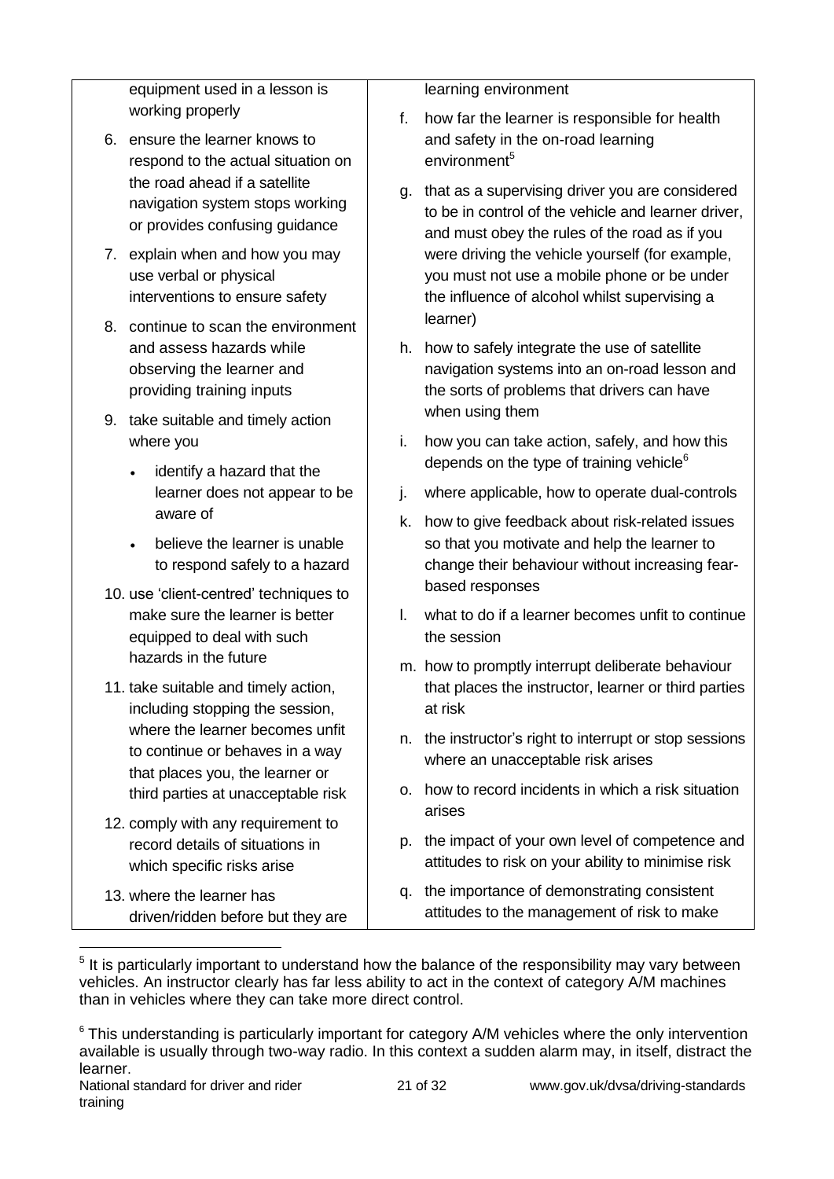| | |
|---|---|
| equipment used in a lesson is working properly<br>6. ensure the learner knows to respond to the actual situation on the road ahead if a satellite navigation system stops working or provides confusing guidance<br>7. explain when and how you may use verbal or physical interventions to ensure safety<br>8. continue to scan the environment and assess hazards while observing the learner and providing training inputs<br>9. take suitable and timely action where you<br>• identify a hazard that the learner does not appear to be aware of<br>• believe the learner is unable to respond safely to a hazard<br>10. use 'client-centred' techniques to make sure the learner is better equipped to deal with such hazards in the future<br>11. take suitable and timely action, including stopping the session, where the learner becomes unfit to continue or behaves in a way that places you, the learner or third parties at unacceptable risk<br>12. comply with any requirement to record details of situations in which specific risks arise<br>13. where the learner has driven/ridden before but they are | learning environment<br>f. how far the learner is responsible for health and safety in the on-road learning environment[5]<br>g. that as a supervising driver you are considered to be in control of the vehicle and learner driver, and must obey the rules of the road as if you were driving the vehicle yourself (for example, you must not use a mobile phone or be under the influence of alcohol whilst supervising a learner)<br>h. how to safely integrate the use of satellite navigation systems into an on-road lesson and the sorts of problems that drivers can have when using them<br>i. how you can take action, safely, and how this depends on the type of training vehicle[6]<br>j. where applicable, how to operate dual-controls<br>k. how to give feedback about risk-related issues so that you motivate and help the learner to change their behaviour without increasing fear-based responses<br>l. what to do if a learner becomes unfit to continue the session<br>m. how to promptly interrupt deliberate behaviour that places the instructor, learner or third parties at risk<br>n. the instructor's right to interrupt or stop sessions where an unacceptable risk arises<br>o. how to record incidents in which a risk situation arises<br>p. the impact of your own level of competence and attitudes to risk on your ability to minimise risk<br>q. the importance of demonstrating consistent attitudes to the management of risk to make |

[5] It is particularly important to understand how the balance of the responsibility may vary between vehicles. An instructor clearly has far less ability to act in the context of category A/M machines than in vehicles where they can take more direct control.

[6] This understanding is particularly important for category A/M vehicles where the only intervention available is usually through two-way radio. In this context a sudden alarm may, in itself, distract the learner.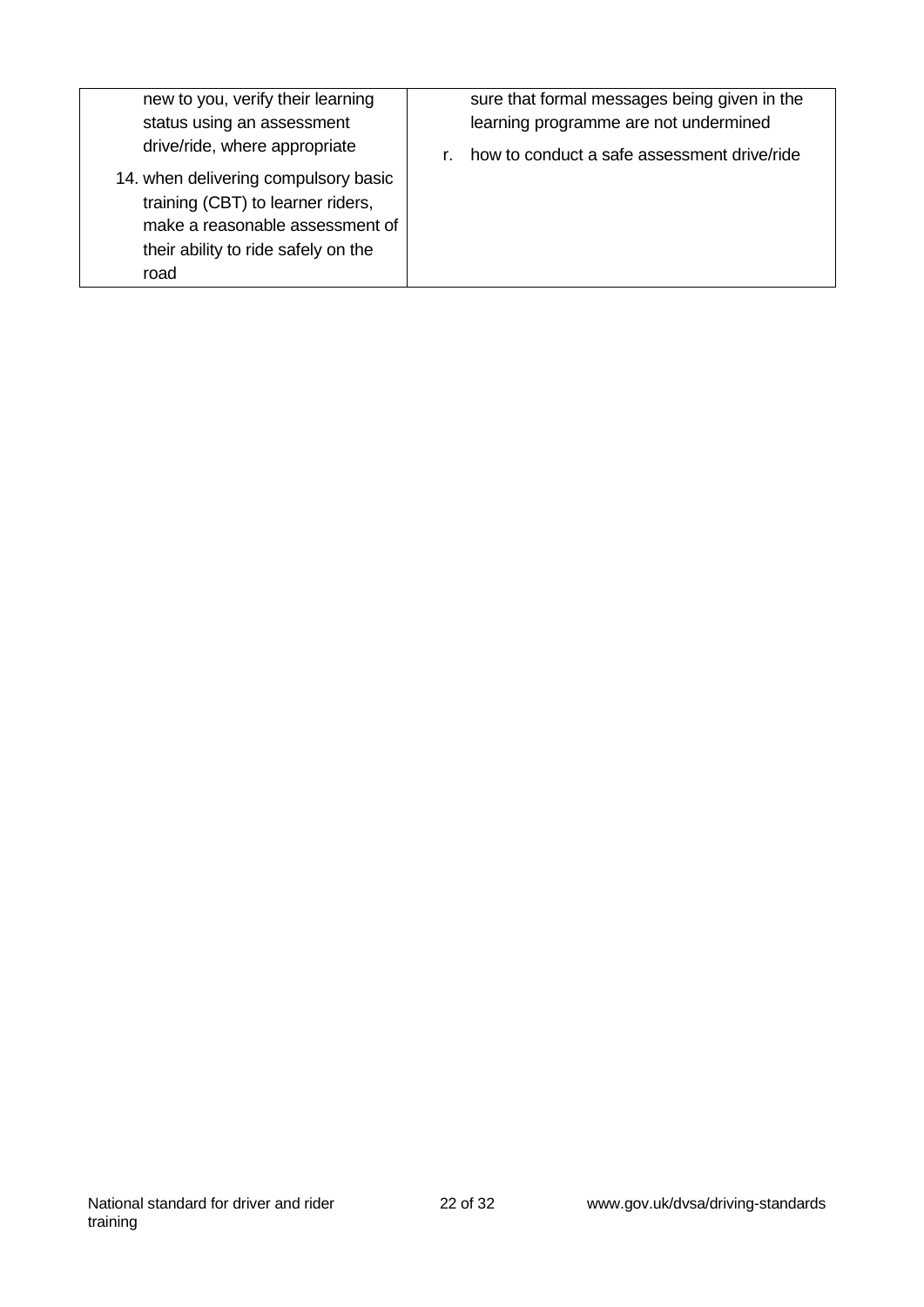| | |
|---|---|
| new to you, verify their learning status using an assessment drive/ride, where appropriate<br><br>14. when delivering compulsory basic training (CBT) to learner riders, make a reasonable assessment of their ability to ride safely on the road | sure that formal messages being given in the learning programme are not undermined<br><br>r. how to conduct a safe assessment drive/ride |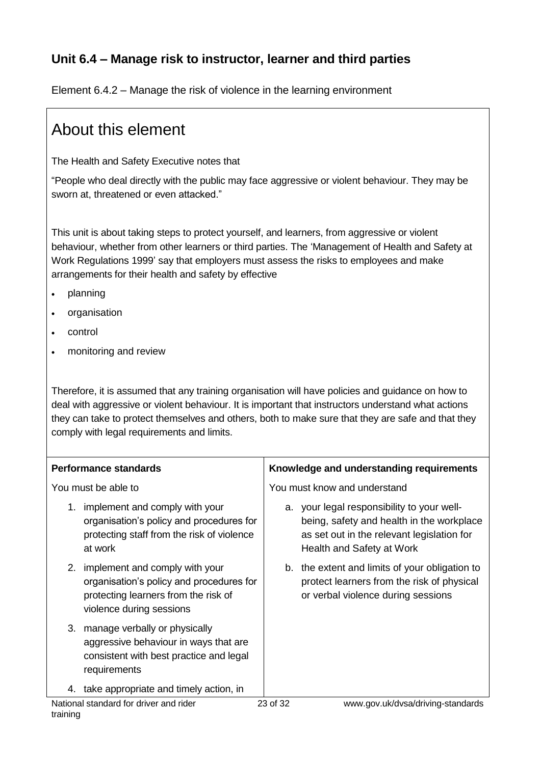## Unit 6.4 – Manage risk to instructor, learner and third parties

Element 6.4.2 – Manage the risk of violence in the learning environment

# About this element

The Health and Safety Executive notes that

"People who deal directly with the public may face aggressive or violent behaviour. They may be sworn at, threatened or even attacked."

This unit is about taking steps to protect yourself, and learners, from aggressive or violent behaviour, whether from other learners or third parties. The 'Management of Health and Safety at Work Regulations 1999' say that employers must assess the risks to employees and make arrangements for their health and safety by effective

- planning
- organisation
- control
- monitoring and review

Therefore, it is assumed that any training organisation will have policies and guidance on how to deal with aggressive or violent behaviour. It is important that instructors understand what actions they can take to protect themselves and others, both to make sure that they are safe and that they comply with legal requirements and limits.

| **Performance standards** | **Knowledge and understanding requirements** |
|---|---|
| You must be able to | You must know and understand |
| 1. implement and comply with your organisation's policy and procedures for protecting staff from the risk of violence at work | a. your legal responsibility to your well-being, safety and health in the workplace as set out in the relevant legislation for Health and Safety at Work |
| 2. implement and comply with your organisation's policy and procedures for protecting learners from the risk of violence during sessions | b. the extent and limits of your obligation to protect learners from the risk of physical or verbal violence during sessions |
| 3. manage verbally or physically aggressive behaviour in ways that are consistent with best practice and legal requirements | |
| 4. take appropriate and timely action, in | |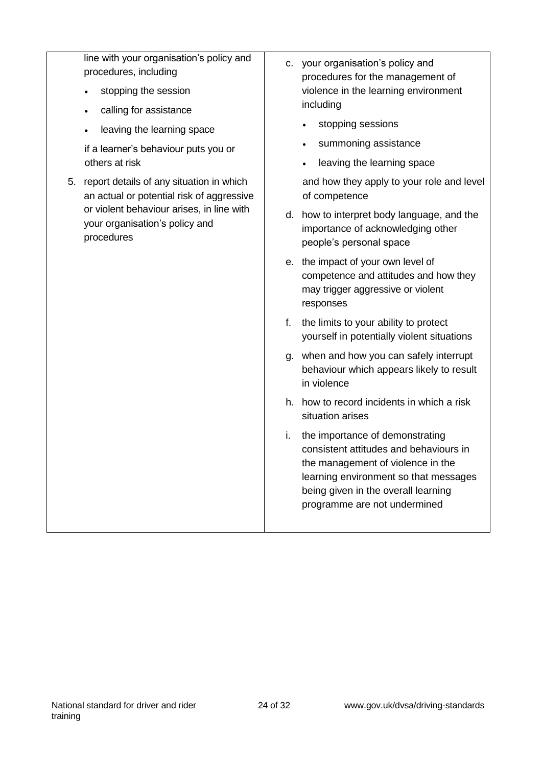| | |
|---|---|
| line with your organisation's policy and procedures, including<br>• stopping the session<br>• calling for assistance<br>• leaving the learning space<br>if a learner's behaviour puts you or others at risk<br><br>5. report details of any situation in which an actual or potential risk of aggressive or violent behaviour arises, in line with your organisation's policy and procedures | c. your organisation's policy and procedures for the management of violence in the learning environment including<br>• stopping sessions<br>• summoning assistance<br>• leaving the learning space<br>and how they apply to your role and level of competence<br><br>d. how to interpret body language, and the importance of acknowledging other people's personal space<br><br>e. the impact of your own level of competence and attitudes and how they may trigger aggressive or violent responses<br><br>f. the limits to your ability to protect yourself in potentially violent situations<br><br>g. when and how you can safely interrupt behaviour which appears likely to result in violence<br><br>h. how to record incidents in which a risk situation arises<br><br>i. the importance of demonstrating consistent attitudes and behaviours in the management of violence in the learning environment so that messages being given in the overall learning programme are not undermined |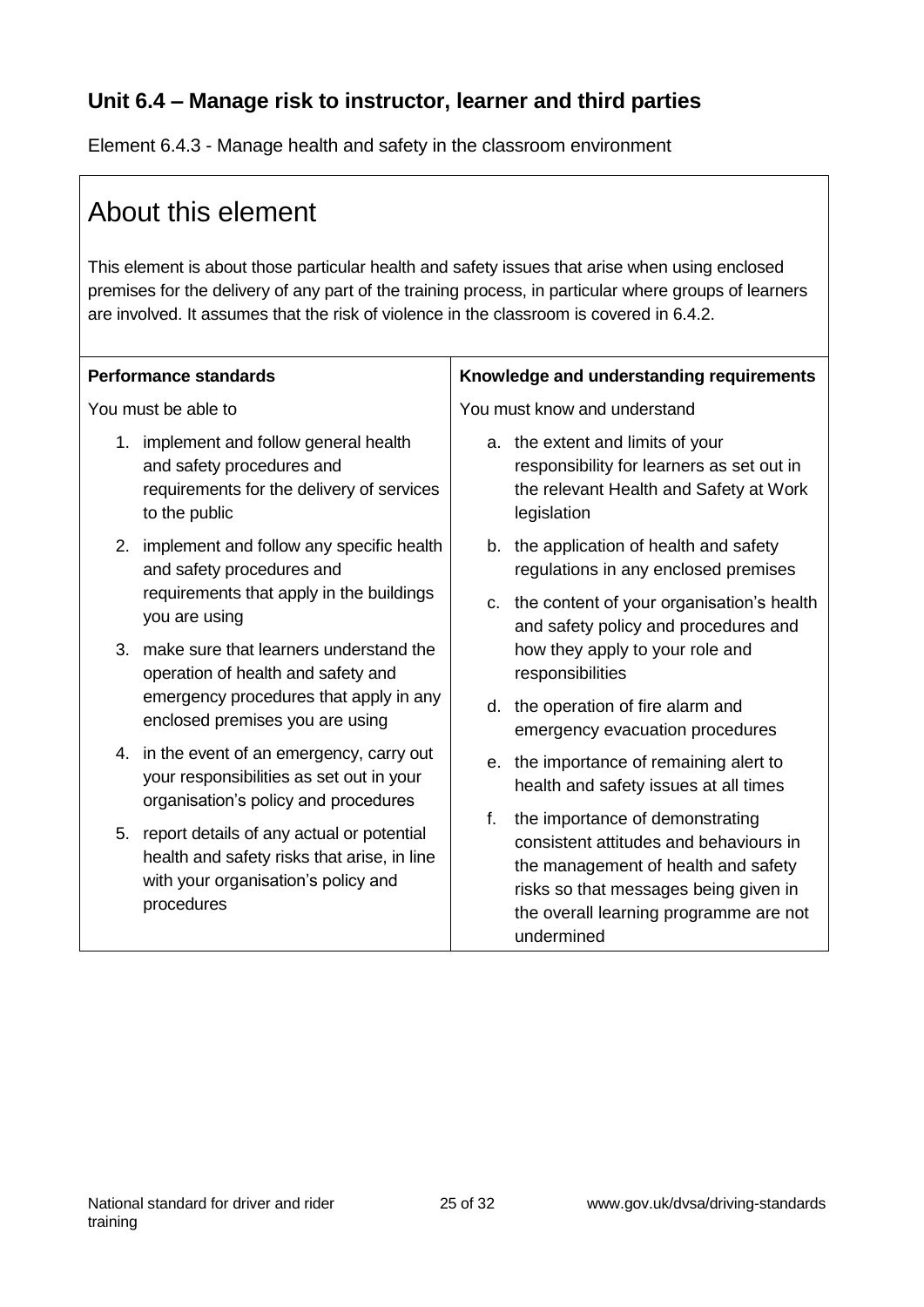## Unit 6.4 – Manage risk to instructor, learner and third parties

Element 6.4.3 - Manage health and safety in the classroom environment

# About this element

This element is about those particular health and safety issues that arise when using enclosed premises for the delivery of any part of the training process, in particular where groups of learners are involved. It assumes that the risk of violence in the classroom is covered in 6.4.2.

| Performance standards | Knowledge and understanding requirements |
|---|---|
| You must be able to<br><br>1. implement and follow general health and safety procedures and requirements for the delivery of services to the public<br>2. implement and follow any specific health and safety procedures and requirements that apply in the buildings you are using<br>3. make sure that learners understand the operation of health and safety and emergency procedures that apply in any enclosed premises you are using<br>4. in the event of an emergency, carry out your responsibilities as set out in your organisation's policy and procedures<br>5. report details of any actual or potential health and safety risks that arise, in line with your organisation's policy and procedures | You must know and understand<br><br>a. the extent and limits of your responsibility for learners as set out in the relevant Health and Safety at Work legislation<br>b. the application of health and safety regulations in any enclosed premises<br>c. the content of your organisation's health and safety policy and procedures and how they apply to your role and responsibilities<br>d. the operation of fire alarm and emergency evacuation procedures<br>e. the importance of remaining alert to health and safety issues at all times<br>f. the importance of demonstrating consistent attitudes and behaviours in the management of health and safety risks so that messages being given in the overall learning programme are not undermined |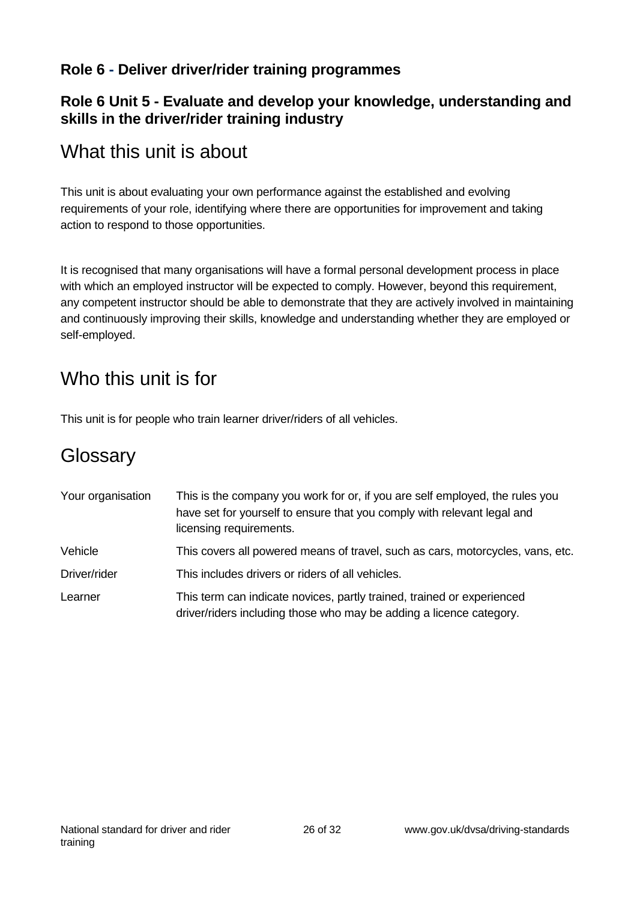**Role 6 - Deliver driver/rider training programmes**

**Role 6 Unit 5 - Evaluate and develop your knowledge, understanding and skills in the driver/rider training industry**

## What this unit is about

This unit is about evaluating your own performance against the established and evolving requirements of your role, identifying where there are opportunities for improvement and taking action to respond to those opportunities.

It is recognised that many organisations will have a formal personal development process in place with which an employed instructor will be expected to comply. However, beyond this requirement, any competent instructor should be able to demonstrate that they are actively involved in maintaining and continuously improving their skills, knowledge and understanding whether they are employed or self-employed.

## Who this unit is for

This unit is for people who train learner driver/riders of all vehicles.

## Glossary

| | |
|---|---|
| Your organisation | This is the company you work for or, if you are self employed, the rules you have set for yourself to ensure that you comply with relevant legal and licensing requirements. |
| Vehicle | This covers all powered means of travel, such as cars, motorcycles, vans, etc. |
| Driver/rider | This includes drivers or riders of all vehicles. |
| Learner | This term can indicate novices, partly trained, trained or experienced driver/riders including those who may be adding a licence category. |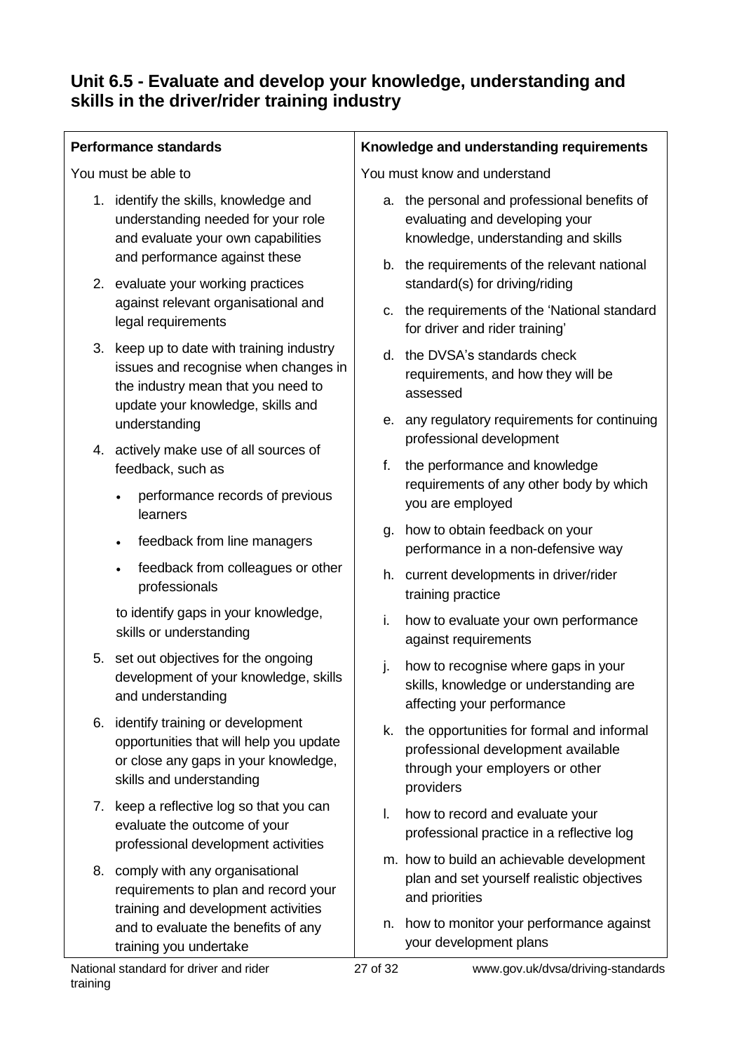## Unit 6.5 - Evaluate and develop your knowledge, understanding and skills in the driver/rider training industry

| Performance standards | Knowledge and understanding requirements |
|---|---|
| You must be able to<br><br>1. identify the skills, knowledge and understanding needed for your role and evaluate your own capabilities and performance against these<br>2. evaluate your working practices against relevant organisational and legal requirements<br>3. keep up to date with training industry issues and recognise when changes in the industry mean that you need to update your knowledge, skills and understanding<br>4. actively make use of all sources of feedback, such as<br>• performance records of previous learners<br>• feedback from line managers<br>• feedback from colleagues or other professionals<br><br>to identify gaps in your knowledge, skills or understanding<br>5. set out objectives for the ongoing development of your knowledge, skills and understanding<br>6. identify training or development opportunities that will help you update or close any gaps in your knowledge, skills and understanding<br>7. keep a reflective log so that you can evaluate the outcome of your professional development activities<br>8. comply with any organisational requirements to plan and record your training and development activities and to evaluate the benefits of any training you undertake | You must know and understand<br><br>a. the personal and professional benefits of evaluating and developing your knowledge, understanding and skills<br>b. the requirements of the relevant national standard(s) for driving/riding<br>c. the requirements of the 'National standard for driver and rider training'<br>d. the DVSA's standards check requirements, and how they will be assessed<br>e. any regulatory requirements for continuing professional development<br>f. the performance and knowledge requirements of any other body by which you are employed<br>g. how to obtain feedback on your performance in a non-defensive way<br>h. current developments in driver/rider training practice<br>i. how to evaluate your own performance against requirements<br>j. how to recognise where gaps in your skills, knowledge or understanding are affecting your performance<br>k. the opportunities for formal and informal professional development available through your employers or other providers<br>l. how to record and evaluate your professional practice in a reflective log<br>m. how to build an achievable development plan and set yourself realistic objectives and priorities<br>n. how to monitor your performance against your development plans |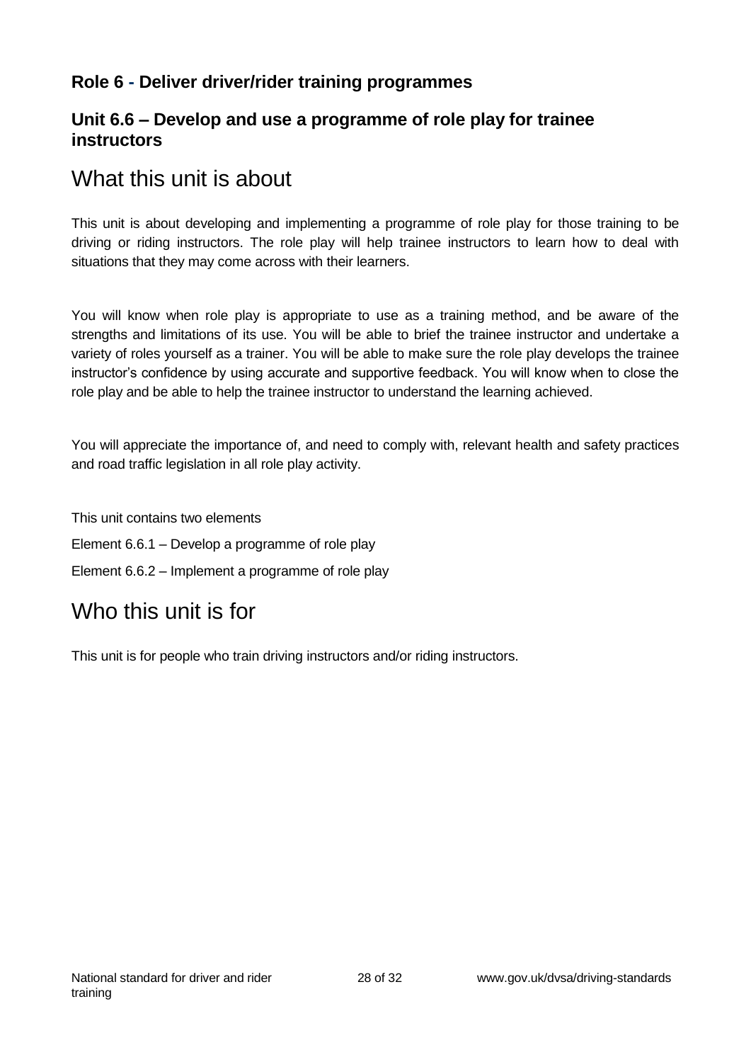### Role 6 - Deliver driver/rider training programmes

### Unit 6.6 – Develop and use a programme of role play for trainee instructors

## What this unit is about

This unit is about developing and implementing a programme of role play for those training to be driving or riding instructors. The role play will help trainee instructors to learn how to deal with situations that they may come across with their learners.

You will know when role play is appropriate to use as a training method, and be aware of the strengths and limitations of its use. You will be able to brief the trainee instructor and undertake a variety of roles yourself as a trainer. You will be able to make sure the role play develops the trainee instructor's confidence by using accurate and supportive feedback. You will know when to close the role play and be able to help the trainee instructor to understand the learning achieved.

You will appreciate the importance of, and need to comply with, relevant health and safety practices and road traffic legislation in all role play activity.

This unit contains two elements

Element 6.6.1 – Develop a programme of role play

Element 6.6.2 – Implement a programme of role play

## Who this unit is for

This unit is for people who train driving instructors and/or riding instructors.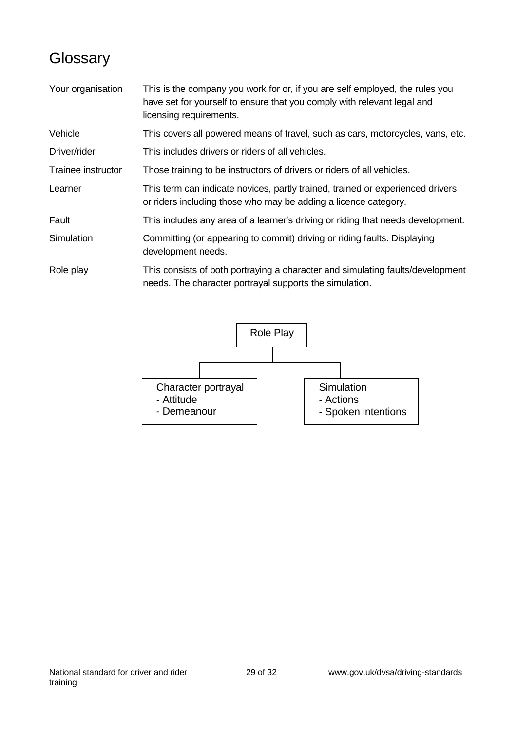# Glossary

| | |
|---|---|
| Your organisation | This is the company you work for or, if you are self employed, the rules you have set for yourself to ensure that you comply with relevant legal and licensing requirements. |
| Vehicle | This covers all powered means of travel, such as cars, motorcycles, vans, etc. |
| Driver/rider | This includes drivers or riders of all vehicles. |
| Trainee instructor | Those training to be instructors of drivers or riders of all vehicles. |
| Learner | This term can indicate novices, partly trained, trained or experienced drivers or riders including those who may be adding a licence category. |
| Fault | This includes any area of a learner's driving or riding that needs development. |
| Simulation | Committing (or appearing to commit) driving or riding faults. Displaying development needs. |
| Role play | This consists of both portraying a character and simulating faults/development needs. The character portrayal supports the simulation. |

Role Play

- Character portrayal
  - Attitude
  - Demeanour
- Simulation
  - Actions
  - Spoken intentions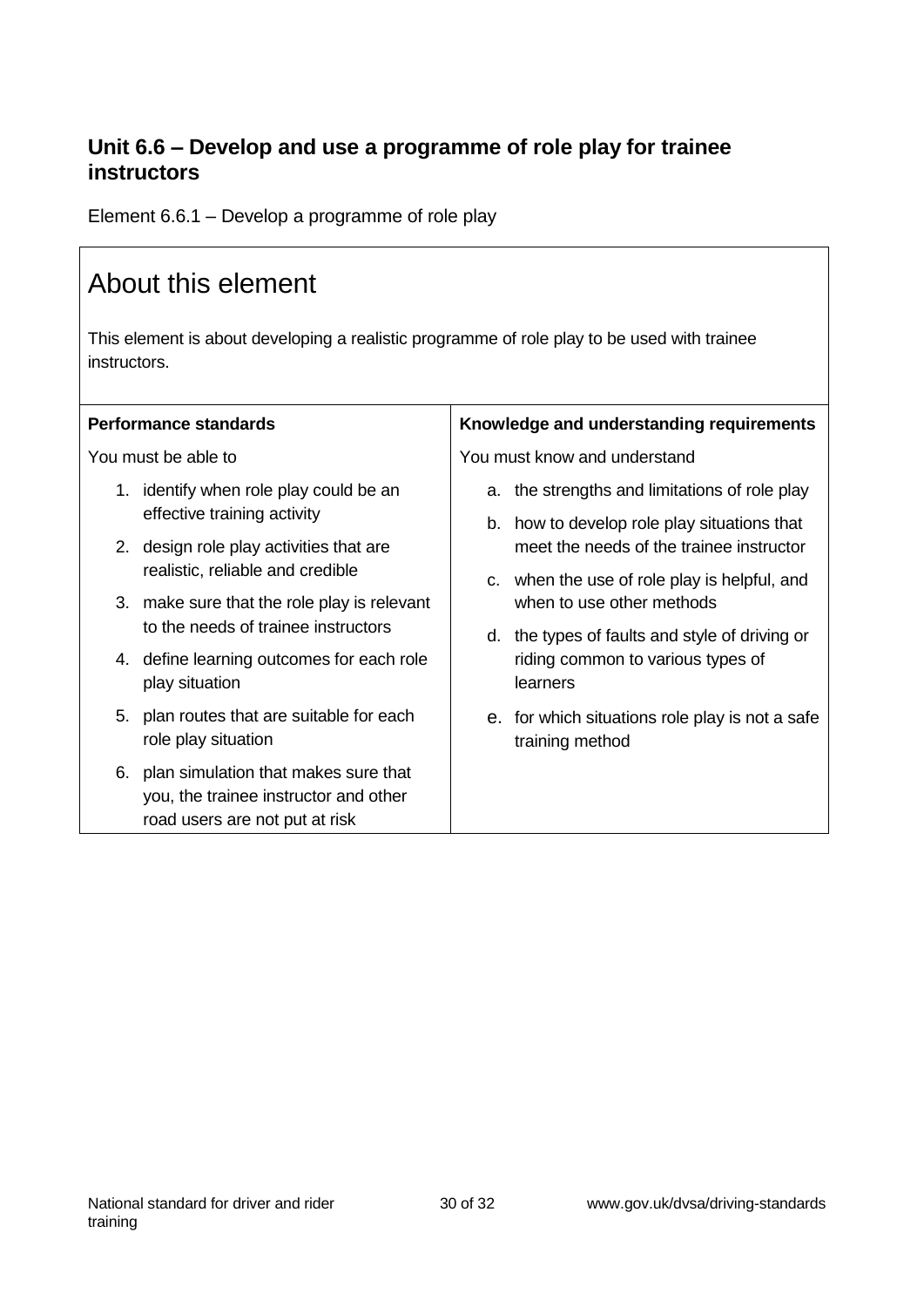## Unit 6.6 – Develop and use a programme of role play for trainee instructors

Element 6.6.1 – Develop a programme of role play

# About this element

This element is about developing a realistic programme of role play to be used with trainee instructors.

| Performance standards | Knowledge and understanding requirements |
| --- | --- |
| You must be able to<br><br>1. identify when role play could be an effective training activity<br>2. design role play activities that are realistic, reliable and credible<br>3. make sure that the role play is relevant to the needs of trainee instructors<br>4. define learning outcomes for each role play situation<br>5. plan routes that are suitable for each role play situation<br>6. plan simulation that makes sure that you, the trainee instructor and other road users are not put at risk | You must know and understand<br><br>a. the strengths and limitations of role play<br>b. how to develop role play situations that meet the needs of the trainee instructor<br>c. when the use of role play is helpful, and when to use other methods<br>d. the types of faults and style of driving or riding common to various types of learners<br>e. for which situations role play is not a safe training method |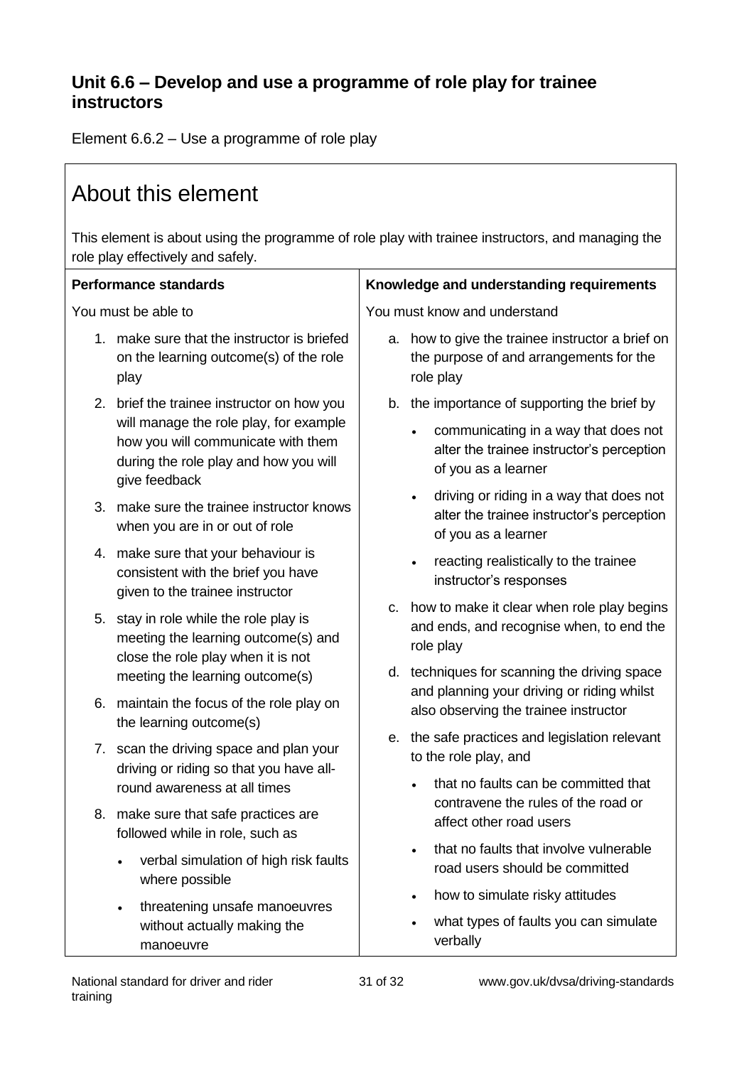## Unit 6.6 – Develop and use a programme of role play for trainee instructors

Element 6.6.2 – Use a programme of role play

# About this element

This element is about using the programme of role play with trainee instructors, and managing the role play effectively and safely.

| Performance standards | Knowledge and understanding requirements |
|---|---|
| You must be able to<br><br>1. make sure that the instructor is briefed on the learning outcome(s) of the role play<br>2. brief the trainee instructor on how you will manage the role play, for example how you will communicate with them during the role play and how you will give feedback<br>3. make sure the trainee instructor knows when you are in or out of role<br>4. make sure that your behaviour is consistent with the brief you have given to the trainee instructor<br>5. stay in role while the role play is meeting the learning outcome(s) and close the role play when it is not meeting the learning outcome(s)<br>6. maintain the focus of the role play on the learning outcome(s)<br>7. scan the driving space and plan your driving or riding so that you have all-round awareness at all times<br>8. make sure that safe practices are followed while in role, such as<br>• verbal simulation of high risk faults where possible<br>• threatening unsafe manoeuvres without actually making the manoeuvre | You must know and understand<br><br>a. how to give the trainee instructor a brief on the purpose of and arrangements for the role play<br>b. the importance of supporting the brief by<br>• communicating in a way that does not alter the trainee instructor's perception of you as a learner<br>• driving or riding in a way that does not alter the trainee instructor's perception of you as a learner<br>• reacting realistically to the trainee instructor's responses<br>c. how to make it clear when role play begins and ends, and recognise when, to end the role play<br>d. techniques for scanning the driving space and planning your driving or riding whilst also observing the trainee instructor<br>e. the safe practices and legislation relevant to the role play, and<br>• that no faults can be committed that contravene the rules of the road or affect other road users<br>• that no faults that involve vulnerable road users should be committed<br>• how to simulate risky attitudes<br>• what types of faults you can simulate verbally |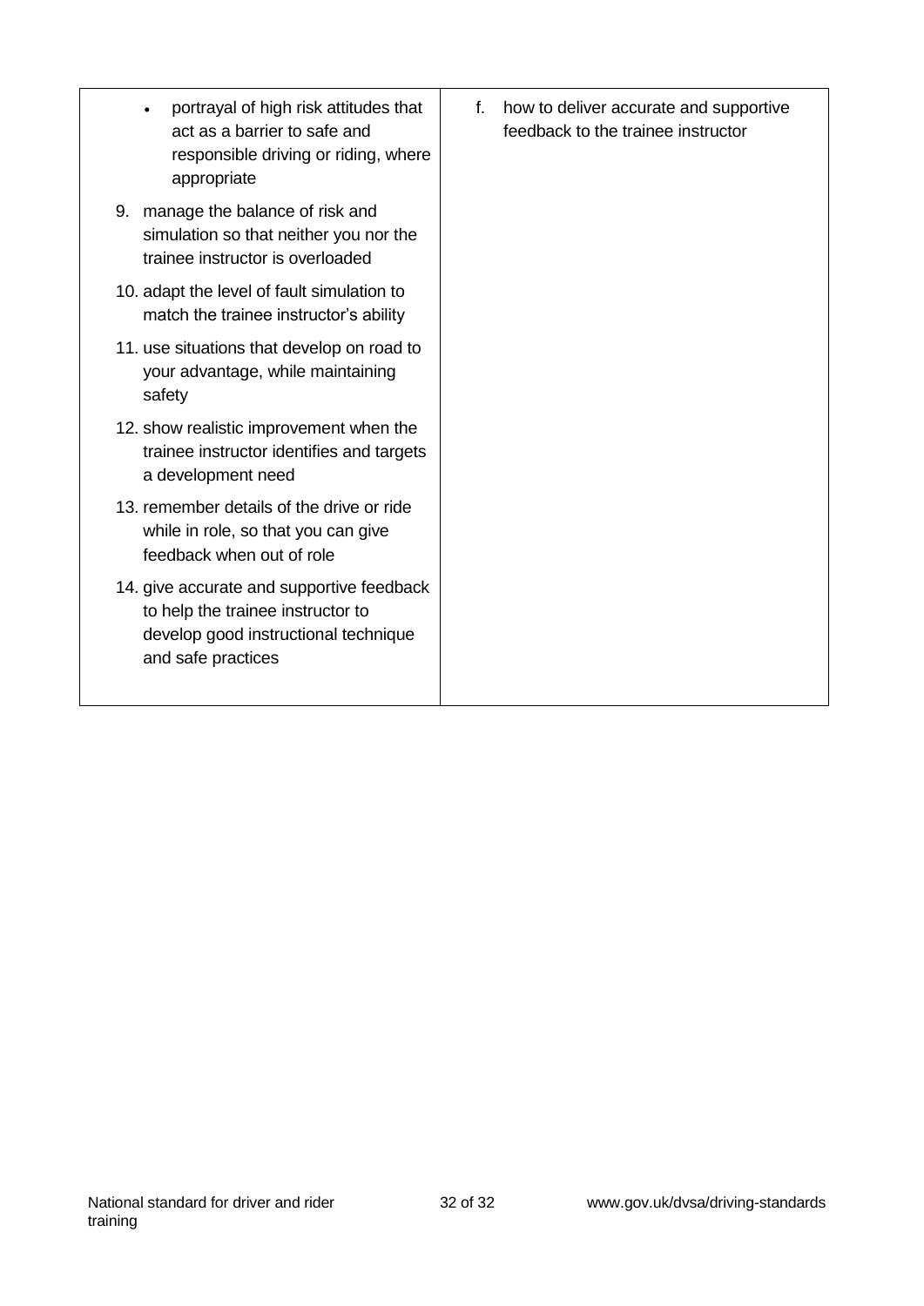| | |
|---|---|
| • portrayal of high risk attitudes that act as a barrier to safe and responsible driving or riding, where appropriate<br><br>9. manage the balance of risk and simulation so that neither you nor the trainee instructor is overloaded<br><br>10. adapt the level of fault simulation to match the trainee instructor's ability<br><br>11. use situations that develop on road to your advantage, while maintaining safety<br><br>12. show realistic improvement when the trainee instructor identifies and targets a development need<br><br>13. remember details of the drive or ride while in role, so that you can give feedback when out of role<br><br>14. give accurate and supportive feedback to help the trainee instructor to develop good instructional technique and safe practices | f. how to deliver accurate and supportive feedback to the trainee instructor |